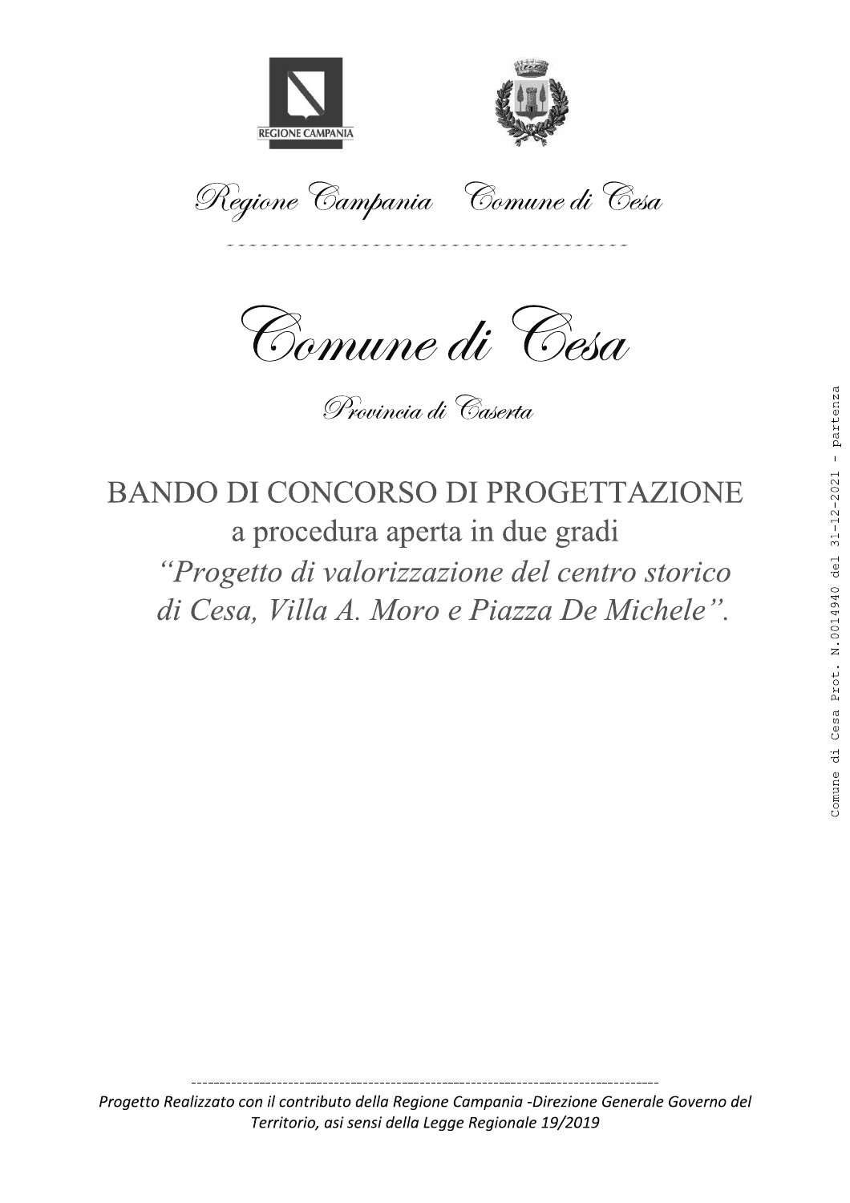Regione Campania    Comune di Cesa

# Comune di Cesa

Provincia di Caserta

## BANDO DI CONCORSO DI PROGETTAZIONE

a procedura aperta in due gradi

*"Progetto di valorizzazione del centro storico di Cesa, Villa A. Moro e Piazza De Michele".*

Comune di Cesa Prot. N.0014940 del 31-12-2021 - partenza

*Progetto Realizzato con il contributo della Regione Campania -Direzione Generale Governo del Territorio, asi sensi della Legge Regionale 19/2019*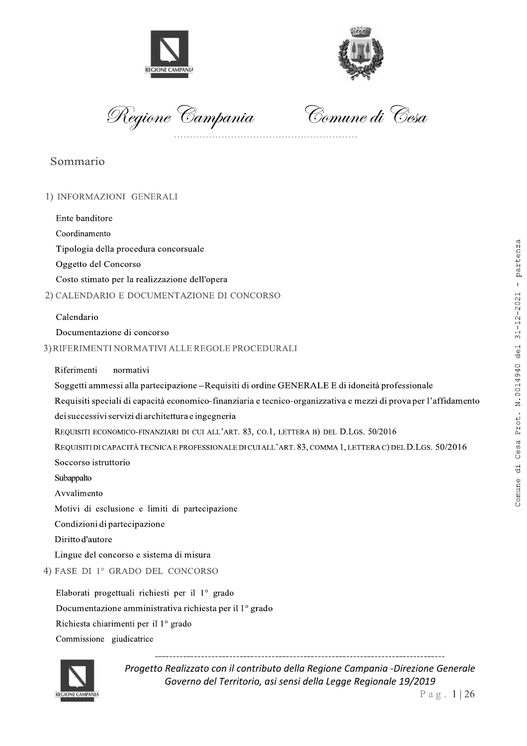Regione Campania — Comune di Cesa

## Sommario

1) INFORMAZIONI GENERALI

- Ente banditore
- Coordinamento
- Tipologia della procedura concorsuale
- Oggetto del Concorso
- Costo stimato per la realizzazione dell'opera

2) CALENDARIO E DOCUMENTAZIONE DI CONCORSO

- Calendario
- Documentazione di concorso

3) RIFERIMENTI NORMATIVI ALLE REGOLE PROCEDURALI

- Riferimenti normativi
- Soggetti ammessi alla partecipazione – Requisiti di ordine GENERALE E di idoneità professionale
- Requisiti speciali di capacità economico-finanziaria e tecnico-organizzativa e mezzi di prova per l'affidamento dei successivi servizi di architettura e ingegneria
- REQUISITI ECONOMICO-FINANZIARI DI CUI ALL'ART. 83, CO.1, LETTERA B) DEL D.LGS. 50/2016
- REQUISITI DI CAPACITÀ TECNICA E PROFESSIONALE DI CUI ALL'ART. 83, COMMA 1, LETTERA C) DEL D.LGS. 50/2016
- Soccorso istruttorio
- Subappalto
- Avvalimento
- Motivi di esclusione e limiti di partecipazione
- Condizioni di partecipazione
- Diritto d'autore
- Lingue del concorso e sistema di misura

4) FASE DI 1° GRADO DEL CONCORSO

- Elaborati progettuali richiesti per il 1° grado
- Documentazione amministrativa richiesta per il 1° grado
- Richiesta chiarimenti per il 1° grado
- Commissione giudicatrice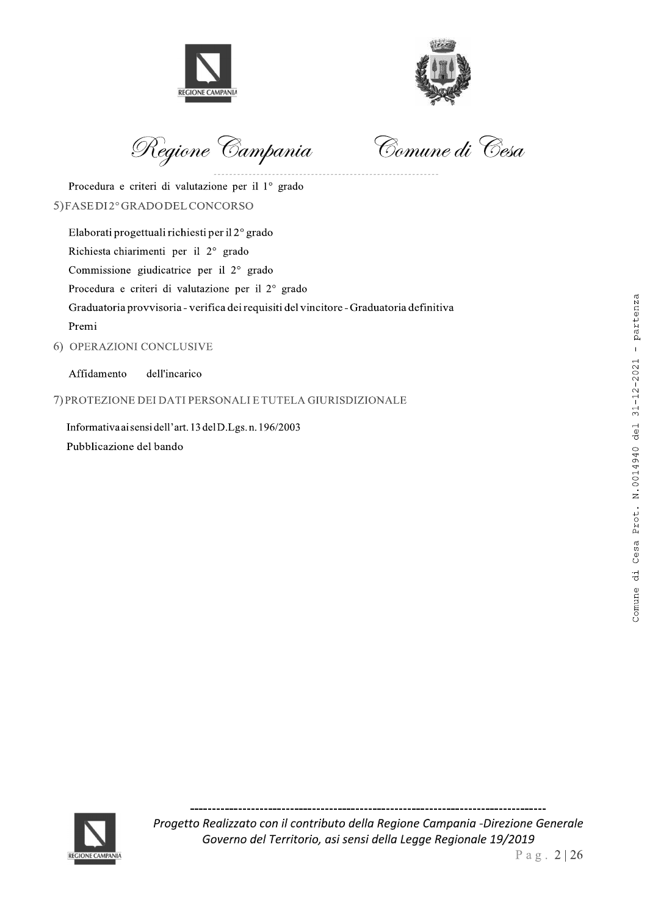Procedura e criteri di valutazione per il 1° grado

5) FASE DI 2° GRADO DEL CONCORSO

Elaborati progettuali richiesti per il 2° grado

Richiesta chiarimenti per il 2° grado

Commissione giudicatrice per il 2° grado

Procedura e criteri di valutazione per il 2° grado

Graduatoria provvisoria - verifica dei requisiti del vincitore - Graduatoria definitiva

Premi

6) OPERAZIONI CONCLUSIVE

Affidamento dell'incarico

7) PROTEZIONE DEI DATI PERSONALI E TUTELA GIURISDIZIONALE

Informativa ai sensi dell'art. 13 del D.Lgs. n. 196/2003

Pubblicazione del bando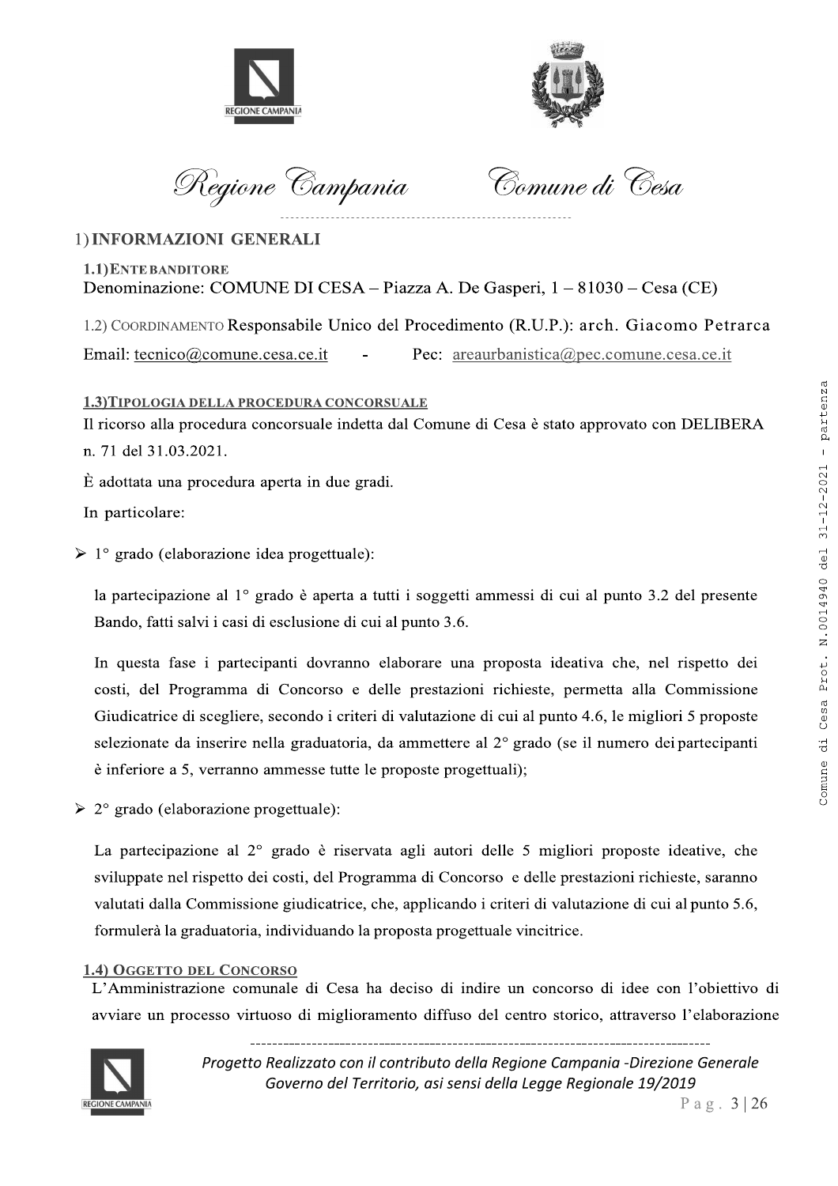## 1) INFORMAZIONI GENERALI

### 1.1) ENTE BANDITORE

Denominazione: COMUNE DI CESA – Piazza A. De Gasperi, 1 – 81030 – Cesa (CE)

1.2) COORDINAMENTO Responsabile Unico del Procedimento (R.U.P.): arch. Giacomo Petrarca

Email: tecnico@comune.cesa.ce.it - Pec: areaurbanistica@pec.comune.cesa.ce.it

### 1.3) TIPOLOGIA DELLA PROCEDURA CONCORSUALE

Il ricorso alla procedura concorsuale indetta dal Comune di Cesa è stato approvato con DELIBERA n. 71 del 31.03.2021.

È adottata una procedura aperta in due gradi.

In particolare:

- 1° grado (elaborazione idea progettuale):

  la partecipazione al 1° grado è aperta a tutti i soggetti ammessi di cui al punto 3.2 del presente Bando, fatti salvi i casi di esclusione di cui al punto 3.6.

  In questa fase i partecipanti dovranno elaborare una proposta ideativa che, nel rispetto dei costi, del Programma di Concorso e delle prestazioni richieste, permetta alla Commissione Giudicatrice di scegliere, secondo i criteri di valutazione di cui al punto 4.6, le migliori 5 proposte selezionate da inserire nella graduatoria, da ammettere al 2° grado (se il numero dei partecipanti è inferiore a 5, verranno ammesse tutte le proposte progettuali);

- 2° grado (elaborazione progettuale):

  La partecipazione al 2° grado è riservata agli autori delle 5 migliori proposte ideative, che sviluppate nel rispetto dei costi, del Programma di Concorso e delle prestazioni richieste, saranno valutati dalla Commissione giudicatrice, che, applicando i criteri di valutazione di cui al punto 5.6, formulerà la graduatoria, individuando la proposta progettuale vincitrice.

### 1.4) OGGETTO DEL CONCORSO

L'Amministrazione comunale di Cesa ha deciso di indire un concorso di idee con l'obiettivo di avviare un processo virtuoso di miglioramento diffuso del centro storico, attraverso l'elaborazione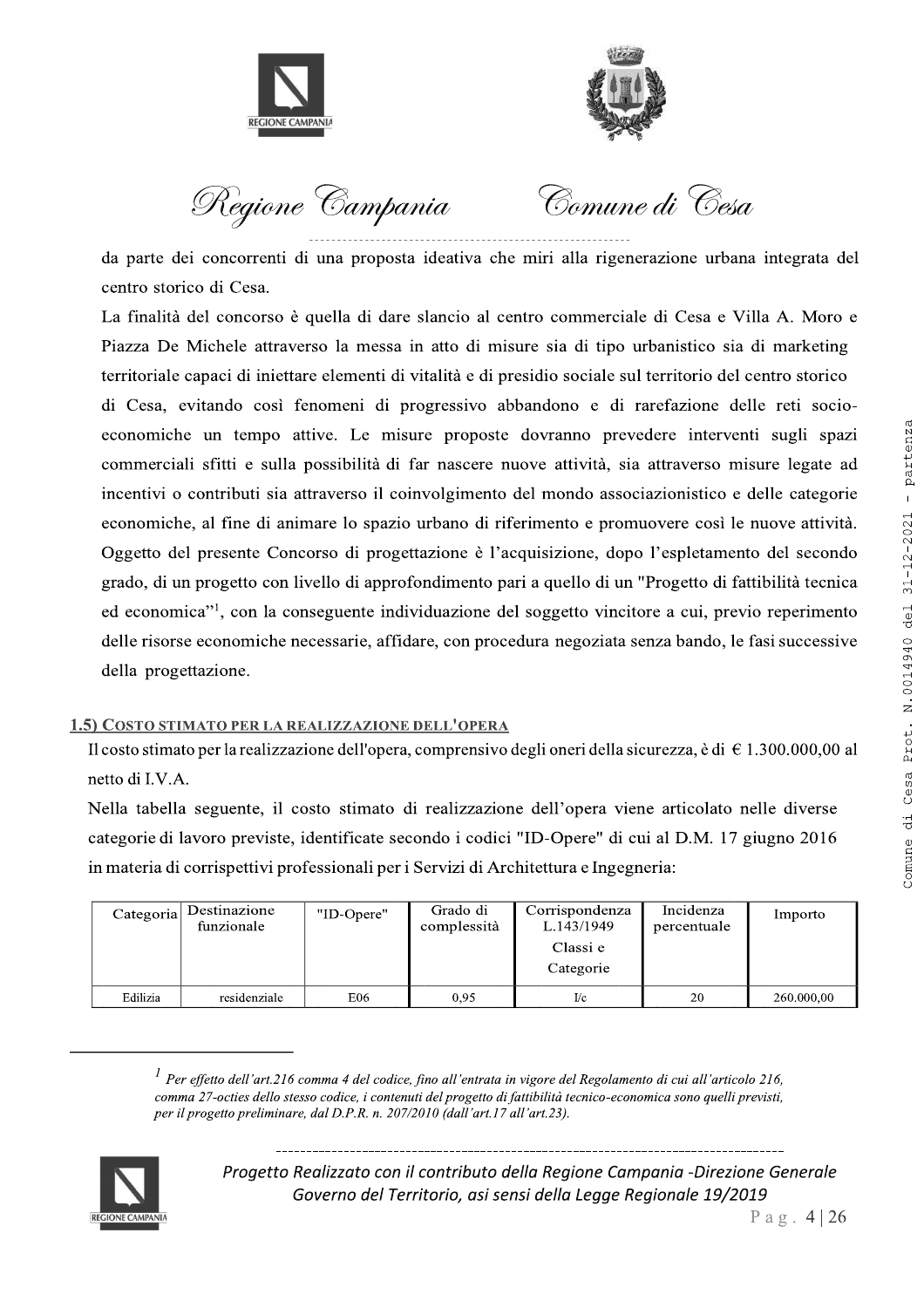da parte dei concorrenti di una proposta ideativa che miri alla rigenerazione urbana integrata del centro storico di Cesa.

La finalità del concorso è quella di dare slancio al centro commerciale di Cesa e Villa A. Moro e Piazza De Michele attraverso la messa in atto di misure sia di tipo urbanistico sia di marketing territoriale capaci di iniettare elementi di vitalità e di presidio sociale sul territorio del centro storico di Cesa, evitando così fenomeni di progressivo abbandono e di rarefazione delle reti socio-economiche un tempo attive. Le misure proposte dovranno prevedere interventi sugli spazi commerciali sfitti e sulla possibilità di far nascere nuove attività, sia attraverso misure legate ad incentivi o contributi sia attraverso il coinvolgimento del mondo associazionistico e delle categorie economiche, al fine di animare lo spazio urbano di riferimento e promuovere così le nuove attività.

Oggetto del presente Concorso di progettazione è l'acquisizione, dopo l'espletamento del secondo grado, di un progetto con livello di approfondimento pari a quello di un "Progetto di fattibilità tecnica ed economica"[1], con la conseguente individuazione del soggetto vincitore a cui, previo reperimento delle risorse economiche necessarie, affidare, con procedura negoziata senza bando, le fasi successive della progettazione.

## 1.5) COSTO STIMATO PER LA REALIZZAZIONE DELL'OPERA

Il costo stimato per la realizzazione dell'opera, comprensivo degli oneri della sicurezza, è di € 1.300.000,00 al netto di I.V.A.

Nella tabella seguente, il costo stimato di realizzazione dell'opera viene articolato nelle diverse categorie di lavoro previste, identificate secondo i codici "ID-Opere" di cui al D.M. 17 giugno 2016 in materia di corrispettivi professionali per i Servizi di Architettura e Ingegneria:

| Categoria | Destinazione funzionale | "ID-Opere" | Grado di complessità | Corrispondenza L.143/1949 Classi e Categorie | Incidenza percentuale | Importo |
|---|---|---|---|---|---|---|
| Edilizia | residenziale | E06 | 0,95 | I/c | 20 | 260.000,00 |

---

[1] *Per effetto dell'art.216 comma 4 del codice, fino all'entrata in vigore del Regolamento di cui all'articolo 216, comma 27-octies dello stesso codice, i contenuti del progetto di fattibilità tecnico-economica sono quelli previsti, per il progetto preliminare, dal D.P.R. n. 207/2010 (dall'art.17 all'art.23).*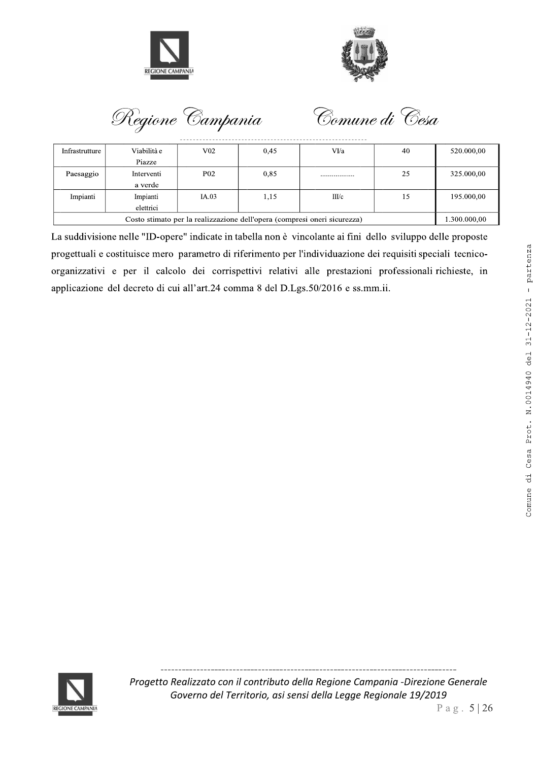| | | | | | | |
|---|---|---|---|---|---|---|
| Infrastrutture | Viabilità e Piazze | V02 | 0,45 | VI/a | 40 | 520.000,00 |
| Paesaggio | Interventi a verde | P02 | 0,85 | ................ | 25 | 325.000,00 |
| Impianti | Impianti elettrici | IA.03 | 1,15 | III/c | 15 | 195.000,00 |
| Costo stimato per la realizzazione dell'opera (compresi oneri sicurezza) | | | | | | 1.300.000,00 |

La suddivisione nelle "ID-opere" indicate in tabella non è vincolante ai fini dello sviluppo delle proposte progettuali e costituisce mero parametro di riferimento per l'individuazione dei requisiti speciali tecnico-organizzativi e per il calcolo dei corrispettivi relativi alle prestazioni professionali richieste, in applicazione del decreto di cui all'art.24 comma 8 del D.Lgs.50/2016 e ss.mm.ii.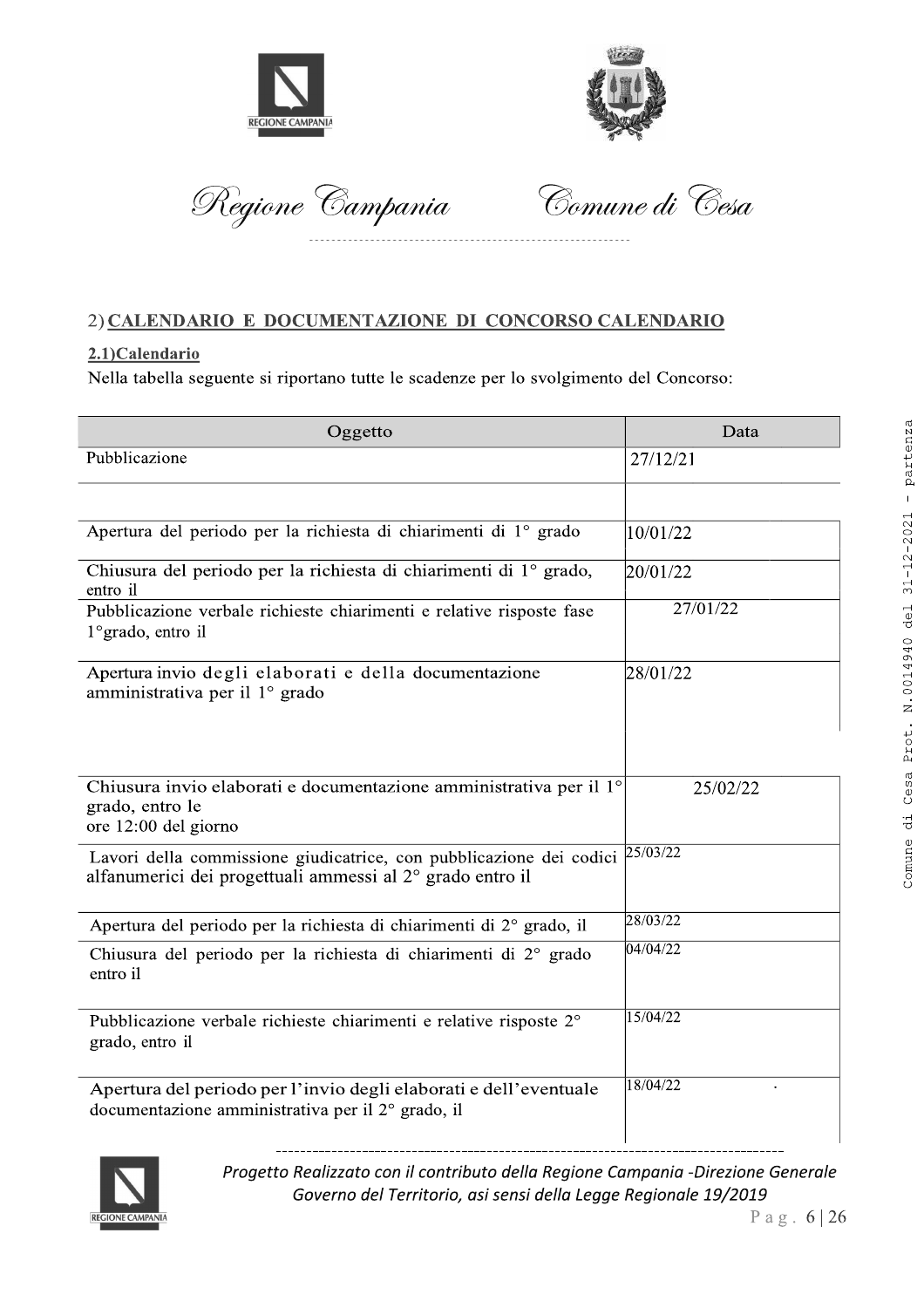Regione Campania — Comune di Cesa

## 2) CALENDARIO E DOCUMENTAZIONE DI CONCORSO CALENDARIO

### 2.1)Calendario

Nella tabella seguente si riportano tutte le scadenze per lo svolgimento del Concorso:

| Oggetto | Data |
|---|---|
| Pubblicazione | 27/12/21 |
| | |
| Apertura del periodo per la richiesta di chiarimenti di 1° grado | 10/01/22 |
| Chiusura del periodo per la richiesta di chiarimenti di 1° grado, entro il | 20/01/22 |
| Pubblicazione verbale richieste chiarimenti e relative risposte fase 1°grado, entro il | 27/01/22 |
| Apertura invio degli elaborati e della documentazione amministrativa per il 1° grado | 28/01/22 |
| Chiusura invio elaborati e documentazione amministrativa per il 1° grado, entro le ore 12:00 del giorno | 25/02/22 |
| Lavori della commissione giudicatrice, con pubblicazione dei codici alfanumerici dei progettuali ammessi al 2° grado entro il | 25/03/22 |
| Apertura del periodo per la richiesta di chiarimenti di 2° grado, il | 28/03/22 |
| Chiusura del periodo per la richiesta di chiarimenti di 2° grado entro il | 04/04/22 |
| Pubblicazione verbale richieste chiarimenti e relative risposte 2° grado, entro il | 15/04/22 |
| Apertura del periodo per l'invio degli elaborati e dell'eventuale documentazione amministrativa per il 2° grado, il | 18/04/22 |

*Progetto Realizzato con il contributo della Regione Campania -Direzione Generale Governo del Territorio, asi sensi della Legge Regionale 19/2019*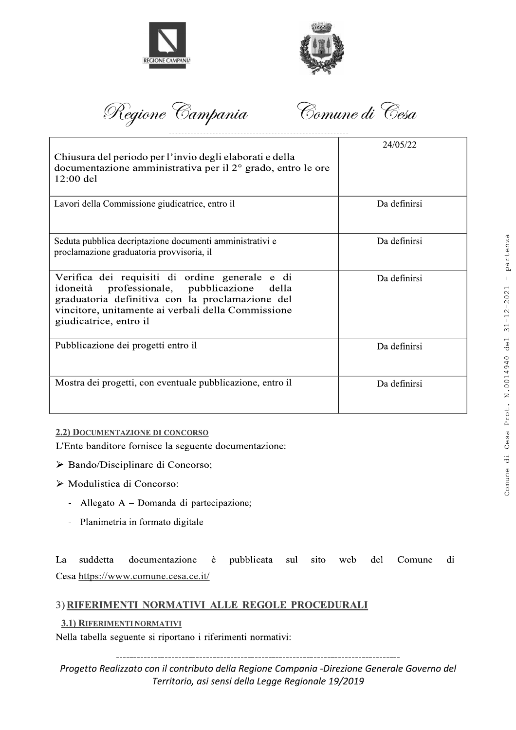| Chiusura del periodo per l'invio degli elaborati e della documentazione amministrativa per il 2° grado, entro le ore 12:00 del | 24/05/22 |
|---|---|
| Lavori della Commissione giudicatrice, entro il | Da definirsi |
| Seduta pubblica decriptazione documenti amministrativi e proclamazione graduatoria provvisoria, il | Da definirsi |
| Verifica dei requisiti di ordine generale e di idoneità professionale, pubblicazione della graduatoria definitiva con la proclamazione del vincitore, unitamente ai verbali della Commissione giudicatrice, entro il | Da definirsi |
| Pubblicazione dei progetti entro il | Da definirsi |
| Mostra dei progetti, con eventuale pubblicazione, entro il | Da definirsi |

### 2.2) Documentazione di concorso

L'Ente banditore fornisce la seguente documentazione:

- Bando/Disciplinare di Concorso;
- Modulistica di Concorso:
  - Allegato A – Domanda di partecipazione;
  - Planimetria in formato digitale

La suddetta documentazione è pubblicata sul sito web del Comune di Cesa https://www.comune.cesa.ce.it/

## 3) RIFERIMENTI NORMATIVI ALLE REGOLE PROCEDURALI

### 3.1) Riferimenti normativi

Nella tabella seguente si riportano i riferimenti normativi: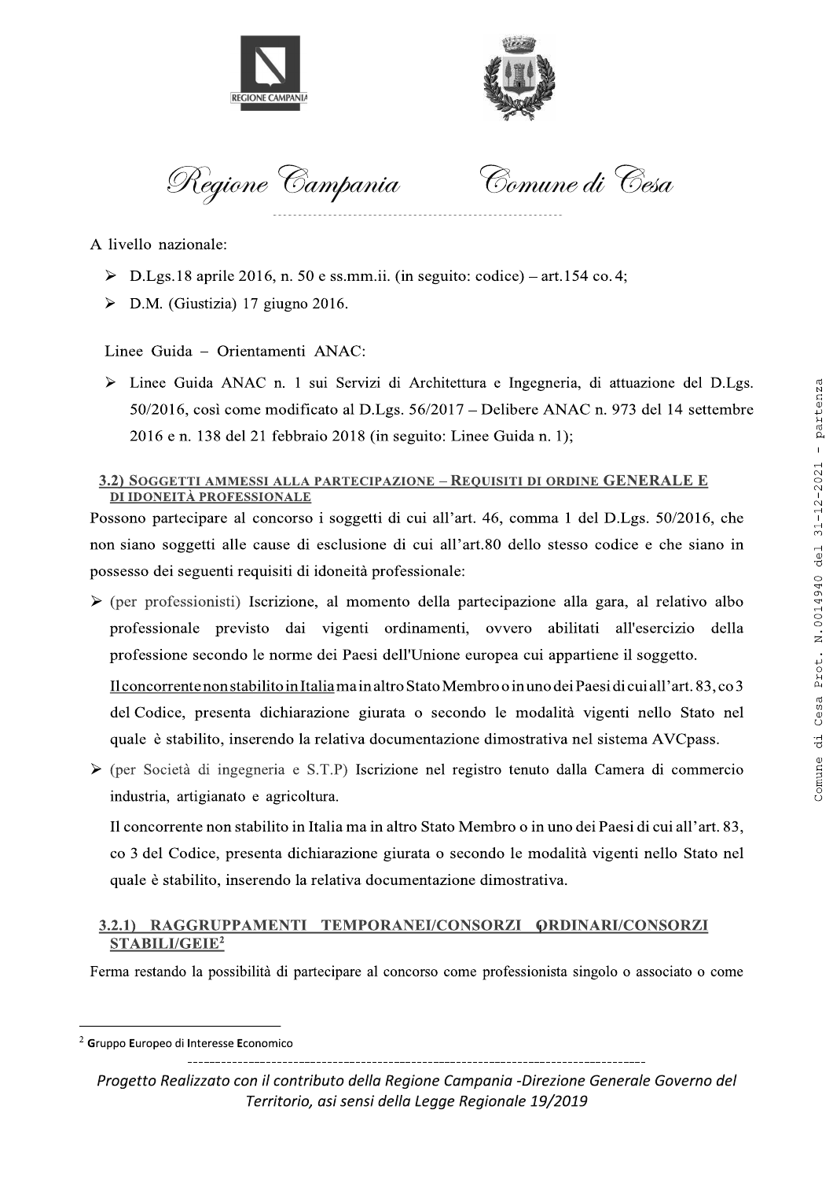A livello nazionale:

- D.Lgs.18 aprile 2016, n. 50 e ss.mm.ii. (in seguito: codice) – art.154 co. 4;
- D.M. (Giustizia) 17 giugno 2016.

Linee Guida – Orientamenti ANAC:

- Linee Guida ANAC n. 1 sui Servizi di Architettura e Ingegneria, di attuazione del D.Lgs. 50/2016, così come modificato al D.Lgs. 56/2017 – Delibere ANAC n. 973 del 14 settembre 2016 e n. 138 del 21 febbraio 2018 (in seguito: Linee Guida n. 1);

### 3.2) SOGGETTI AMMESSI ALLA PARTECIPAZIONE – REQUISITI DI ORDINE GENERALE E DI IDONEITÀ PROFESSIONALE

Possono partecipare al concorso i soggetti di cui all'art. 46, comma 1 del D.Lgs. 50/2016, che non siano soggetti alle cause di esclusione di cui all'art.80 dello stesso codice e che siano in possesso dei seguenti requisiti di idoneità professionale:

- (per professionisti) Iscrizione, al momento della partecipazione alla gara, al relativo albo professionale previsto dai vigenti ordinamenti, ovvero abilitati all'esercizio della professione secondo le norme dei Paesi dell'Unione europea cui appartiene il soggetto.

  Il concorrente non stabilito in Italia ma in altro Stato Membro o in uno dei Paesi di cui all'art. 83, co 3 del Codice, presenta dichiarazione giurata o secondo le modalità vigenti nello Stato nel quale è stabilito, inserendo la relativa documentazione dimostrativa nel sistema AVCpass.

- (per Società di ingegneria e S.T.P) Iscrizione nel registro tenuto dalla Camera di commercio industria, artigianato e agricoltura.

  Il concorrente non stabilito in Italia ma in altro Stato Membro o in uno dei Paesi di cui all'art. 83, co 3 del Codice, presenta dichiarazione giurata o secondo le modalità vigenti nello Stato nel quale è stabilito, inserendo la relativa documentazione dimostrativa.

#### 3.2.1) RAGGRUPPAMENTI TEMPORANEI/CONSORZI ORDINARI/CONSORZI STABILI/GEIE[2]

Ferma restando la possibilità di partecipare al concorso come professionista singolo o associato o come

[2] Gruppo Europeo di Interesse Economico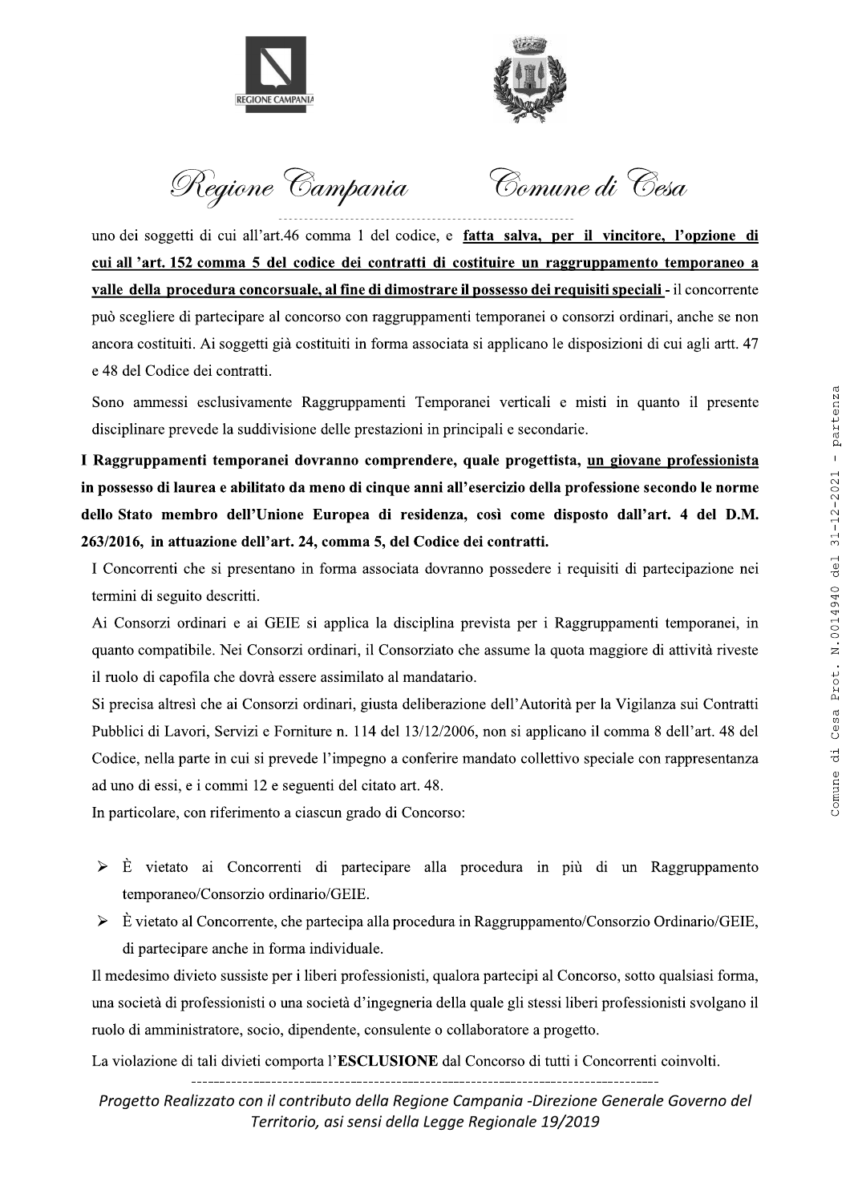uno dei soggetti di cui all'art.46 comma 1 del codice, e **fatta salva, per il vincitore, l'opzione di cui all 'art. 152 comma 5 del codice dei contratti di costituire un raggruppamento temporaneo a valle della procedura concorsuale, al fine di dimostrare il possesso dei requisiti speciali** - il concorrente può scegliere di partecipare al concorso con raggruppamenti temporanei o consorzi ordinari, anche se non ancora costituiti. Ai soggetti già costituiti in forma associata si applicano le disposizioni di cui agli artt. 47 e 48 del Codice dei contratti.

Sono ammessi esclusivamente Raggruppamenti Temporanei verticali e misti in quanto il presente disciplinare prevede la suddivisione delle prestazioni in principali e secondarie.

**I Raggruppamenti temporanei dovranno comprendere, quale progettista, un giovane professionista in possesso di laurea e abilitato da meno di cinque anni all'esercizio della professione secondo le norme dello Stato membro dell'Unione Europea di residenza, così come disposto dall'art. 4 del D.M. 263/2016, in attuazione dell'art. 24, comma 5, del Codice dei contratti.**

I Concorrenti che si presentano in forma associata dovranno possedere i requisiti di partecipazione nei termini di seguito descritti.

Ai Consorzi ordinari e ai GEIE si applica la disciplina prevista per i Raggruppamenti temporanei, in quanto compatibile. Nei Consorzi ordinari, il Consorziato che assume la quota maggiore di attività riveste il ruolo di capofila che dovrà essere assimilato al mandatario.

Si precisa altresì che ai Consorzi ordinari, giusta deliberazione dell'Autorità per la Vigilanza sui Contratti Pubblici di Lavori, Servizi e Forniture n. 114 del 13/12/2006, non si applicano il comma 8 dell'art. 48 del Codice, nella parte in cui si prevede l'impegno a conferire mandato collettivo speciale con rappresentanza ad uno di essi, e i commi 12 e seguenti del citato art. 48.

In particolare, con riferimento a ciascun grado di Concorso:

- È vietato ai Concorrenti di partecipare alla procedura in più di un Raggruppamento temporaneo/Consorzio ordinario/GEIE.
- È vietato al Concorrente, che partecipa alla procedura in Raggruppamento/Consorzio Ordinario/GEIE, di partecipare anche in forma individuale.

Il medesimo divieto sussiste per i liberi professionisti, qualora partecipi al Concorso, sotto qualsiasi forma, una società di professionisti o una società d'ingegneria della quale gli stessi liberi professionisti svolgano il ruolo di amministratore, socio, dipendente, consulente o collaboratore a progetto.

La violazione di tali divieti comporta l'**ESCLUSIONE** dal Concorso di tutti i Concorrenti coinvolti.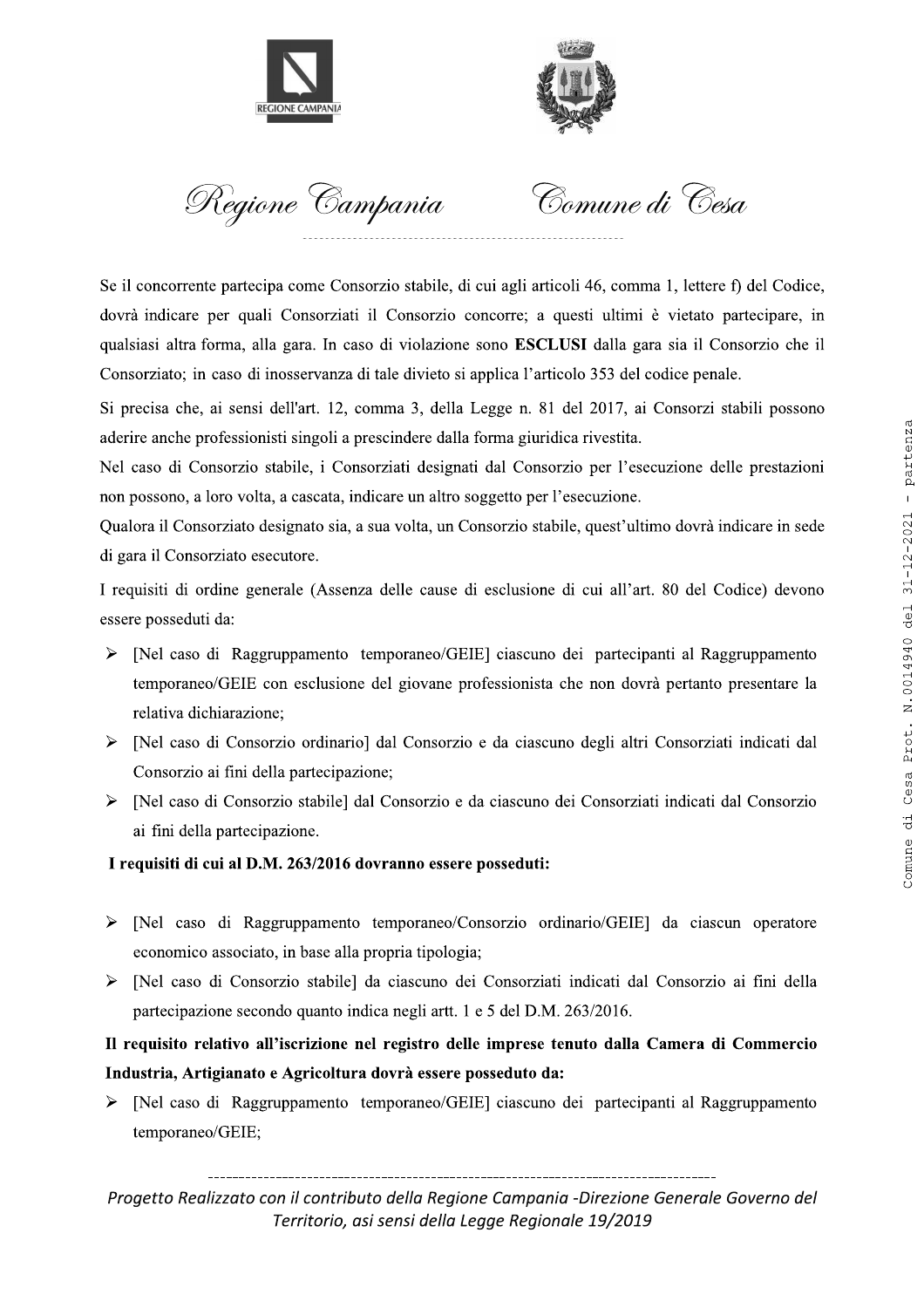Se il concorrente partecipa come Consorzio stabile, di cui agli articoli 46, comma 1, lettere f) del Codice, dovrà indicare per quali Consorziati il Consorzio concorre; a questi ultimi è vietato partecipare, in qualsiasi altra forma, alla gara. In caso di violazione sono **ESCLUSI** dalla gara sia il Consorzio che il Consorziato; in caso di inosservanza di tale divieto si applica l'articolo 353 del codice penale.

Si precisa che, ai sensi dell'art. 12, comma 3, della Legge n. 81 del 2017, ai Consorzi stabili possono aderire anche professionisti singoli a prescindere dalla forma giuridica rivestita.

Nel caso di Consorzio stabile, i Consorziati designati dal Consorzio per l'esecuzione delle prestazioni non possono, a loro volta, a cascata, indicare un altro soggetto per l'esecuzione.

Qualora il Consorziato designato sia, a sua volta, un Consorzio stabile, quest'ultimo dovrà indicare in sede di gara il Consorziato esecutore.

I requisiti di ordine generale (Assenza delle cause di esclusione di cui all'art. 80 del Codice) devono essere posseduti da:

- [Nel caso di Raggruppamento temporaneo/GEIE] ciascuno dei partecipanti al Raggruppamento temporaneo/GEIE con esclusione del giovane professionista che non dovrà pertanto presentare la relativa dichiarazione;
- [Nel caso di Consorzio ordinario] dal Consorzio e da ciascuno degli altri Consorziati indicati dal Consorzio ai fini della partecipazione;
- [Nel caso di Consorzio stabile] dal Consorzio e da ciascuno dei Consorziati indicati dal Consorzio ai fini della partecipazione.

**I requisiti di cui al D.M. 263/2016 dovranno essere posseduti:**

- [Nel caso di Raggruppamento temporaneo/Consorzio ordinario/GEIE] da ciascun operatore economico associato, in base alla propria tipologia;
- [Nel caso di Consorzio stabile] da ciascuno dei Consorziati indicati dal Consorzio ai fini della partecipazione secondo quanto indica negli artt. 1 e 5 del D.M. 263/2016.

**Il requisito relativo all'iscrizione nel registro delle imprese tenuto dalla Camera di Commercio Industria, Artigianato e Agricoltura dovrà essere posseduto da:**

- [Nel caso di Raggruppamento temporaneo/GEIE] ciascuno dei partecipanti al Raggruppamento temporaneo/GEIE;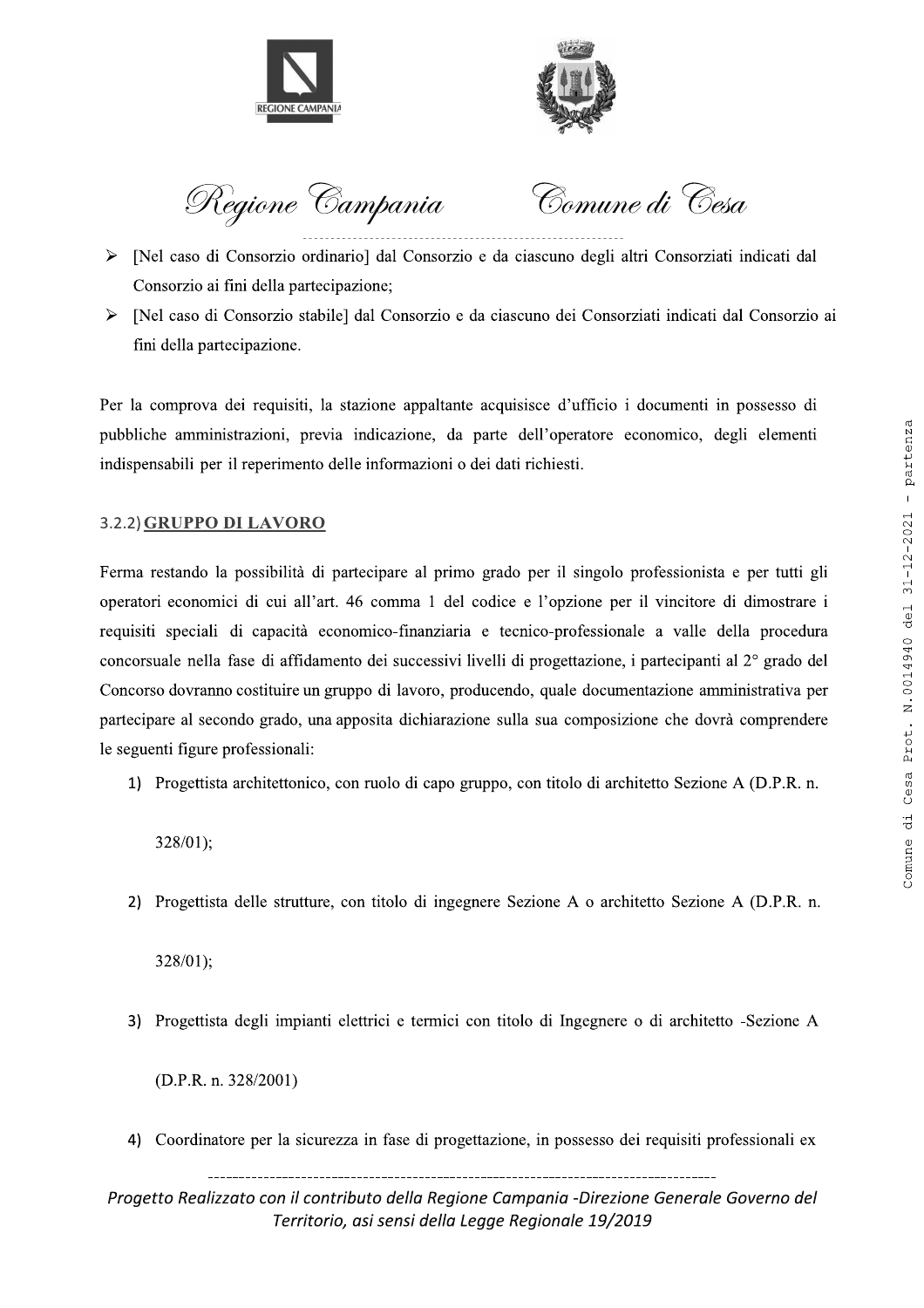- [Nel caso di Consorzio ordinario] dal Consorzio e da ciascuno degli altri Consorziati indicati dal Consorzio ai fini della partecipazione;
- [Nel caso di Consorzio stabile] dal Consorzio e da ciascuno dei Consorziati indicati dal Consorzio ai fini della partecipazione.

Per la comprova dei requisiti, la stazione appaltante acquisisce d'ufficio i documenti in possesso di pubbliche amministrazioni, previa indicazione, da parte dell'operatore economico, degli elementi indispensabili per il reperimento delle informazioni o dei dati richiesti.

### 3.2.2) GRUPPO DI LAVORO

Ferma restando la possibilità di partecipare al primo grado per il singolo professionista e per tutti gli operatori economici di cui all'art. 46 comma 1 del codice e l'opzione per il vincitore di dimostrare i requisiti speciali di capacità economico-finanziaria e tecnico-professionale a valle della procedura concorsuale nella fase di affidamento dei successivi livelli di progettazione, i partecipanti al 2° grado del Concorso dovranno costituire un gruppo di lavoro, producendo, quale documentazione amministrativa per partecipare al secondo grado, una apposita dichiarazione sulla sua composizione che dovrà comprendere le seguenti figure professionali:

1) Progettista architettonico, con ruolo di capo gruppo, con titolo di architetto Sezione A (D.P.R. n. 328/01);
2) Progettista delle strutture, con titolo di ingegnere Sezione A o architetto Sezione A (D.P.R. n. 328/01);
3) Progettista degli impianti elettrici e termici con titolo di Ingegnere o di architetto -Sezione A (D.P.R. n. 328/2001)
4) Coordinatore per la sicurezza in fase di progettazione, in possesso dei requisiti professionali ex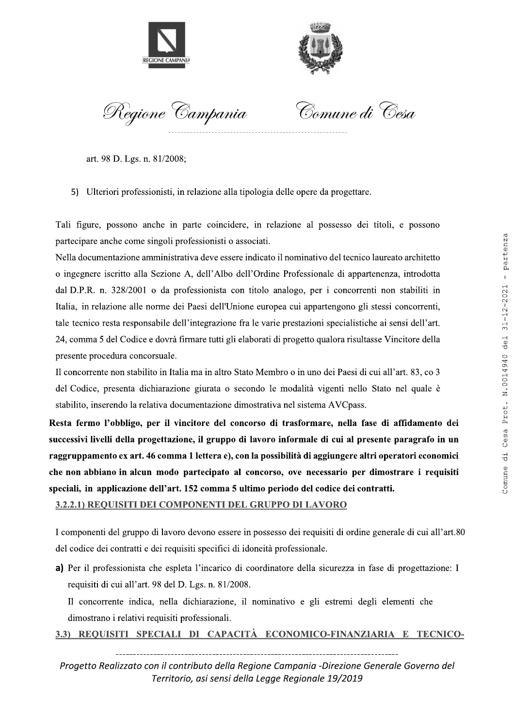art. 98 D. Lgs. n. 81/2008;

5) Ulteriori professionisti, in relazione alla tipologia delle opere da progettare.

Tali figure, possono anche in parte coincidere, in relazione al possesso dei titoli, e possono partecipare anche come singoli professionisti o associati.

Nella documentazione amministrativa deve essere indicato il nominativo del tecnico laureato architetto o ingegnere iscritto alla Sezione A, dell'Albo dell'Ordine Professionale di appartenenza, introdotta dal D.P.R. n. 328/2001 o da professionista con titolo analogo, per i concorrenti non stabiliti in Italia, in relazione alle norme dei Paesi dell'Unione europea cui appartengono gli stessi concorrenti, tale tecnico resta responsabile dell'integrazione fra le varie prestazioni specialistiche ai sensi dell'art. 24, comma 5 del Codice e dovrà firmare tutti gli elaborati di progetto qualora risultasse Vincitore della presente procedura concorsuale.

Il concorrente non stabilito in Italia ma in altro Stato Membro o in uno dei Paesi di cui all'art. 83, co 3 del Codice, presenta dichiarazione giurata o secondo le modalità vigenti nello Stato nel quale è stabilito, inserendo la relativa documentazione dimostrativa nel sistema AVCpass.

**Resta fermo l'obbligo, per il vincitore del concorso di trasformare, nella fase di affidamento dei successivi livelli della progettazione, il gruppo di lavoro informale di cui al presente paragrafo in un raggruppamento ex art. 46 comma 1 lettera e), con la possibilità di aggiungere altri operatori economici che non abbiano in alcun modo partecipato al concorso, ove necessario per dimostrare i requisiti speciali, in applicazione dell'art. 152 comma 5 ultimo periodo del codice dei contratti.**

### 3.2.2.1) REQUISITI DEI COMPONENTI DEL GRUPPO DI LAVORO

I componenti del gruppo di lavoro devono essere in possesso dei requisiti di ordine generale di cui all'art.80 del codice dei contratti e dei requisiti specifici di idoneità professionale.

**a)** Per il professionista che espleta l'incarico di coordinatore della sicurezza in fase di progettazione: I requisiti di cui all'art. 98 del D. Lgs. n. 81/2008.

Il concorrente indica, nella dichiarazione, il nominativo e gli estremi degli elementi che dimostrano i relativi requisiti professionali.

### 3.3) REQUISITI SPECIALI DI CAPACITÀ ECONOMICO-FINANZIARIA E TECNICO-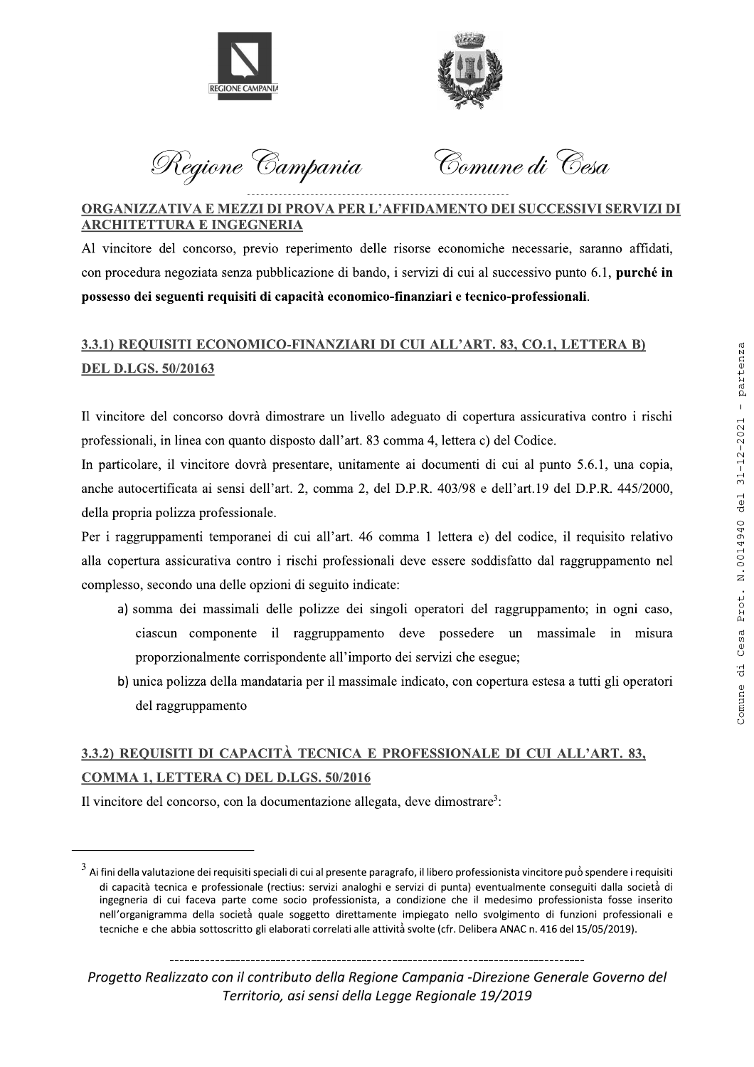**ORGANIZZATIVA E MEZZI DI PROVA PER L'AFFIDAMENTO DEI SUCCESSIVI SERVIZI DI ARCHITETTURA E INGEGNERIA**

Al vincitore del concorso, previo reperimento delle risorse economiche necessarie, saranno affidati, con procedura negoziata senza pubblicazione di bando, i servizi di cui al successivo punto 6.1, **purché in possesso dei seguenti requisiti di capacità economico-finanziari e tecnico-professionali**.

## 3.3.1) REQUISITI ECONOMICO-FINANZIARI DI CUI ALL'ART. 83, CO.1, LETTERA B) DEL D.LGS. 50/20163

Il vincitore del concorso dovrà dimostrare un livello adeguato di copertura assicurativa contro i rischi professionali, in linea con quanto disposto dall'art. 83 comma 4, lettera c) del Codice.

In particolare, il vincitore dovrà presentare, unitamente ai documenti di cui al punto 5.6.1, una copia, anche autocertificata ai sensi dell'art. 2, comma 2, del D.P.R. 403/98 e dell'art.19 del D.P.R. 445/2000, della propria polizza professionale.

Per i raggruppamenti temporanei di cui all'art. 46 comma 1 lettera e) del codice, il requisito relativo alla copertura assicurativa contro i rischi professionali deve essere soddisfatto dal raggruppamento nel complesso, secondo una delle opzioni di seguito indicate:

a) somma dei massimali delle polizze dei singoli operatori del raggruppamento; in ogni caso, ciascun componente il raggruppamento deve possedere un massimale in misura proporzionalmente corrispondente all'importo dei servizi che esegue;

b) unica polizza della mandataria per il massimale indicato, con copertura estesa a tutti gli operatori del raggruppamento

## 3.3.2) REQUISITI DI CAPACITÀ TECNICA E PROFESSIONALE DI CUI ALL'ART. 83, COMMA 1, LETTERA C) DEL D.LGS. 50/2016

Il vincitore del concorso, con la documentazione allegata, deve dimostrare[3]:

---

[3] Ai fini della valutazione dei requisiti speciali di cui al presente paragrafo, il libero professionista vincitore può spendere i requisiti di capacità tecnica e professionale (rectius: servizi analoghi e servizi di punta) eventualmente conseguiti dalla società di ingegneria di cui faceva parte come socio professionista, a condizione che il medesimo professionista fosse inserito nell'organigramma della società quale soggetto direttamente impiegato nello svolgimento di funzioni professionali e tecniche e che abbia sottoscritto gli elaborati correlati alle attività svolte (cfr. Delibera ANAC n. 416 del 15/05/2019).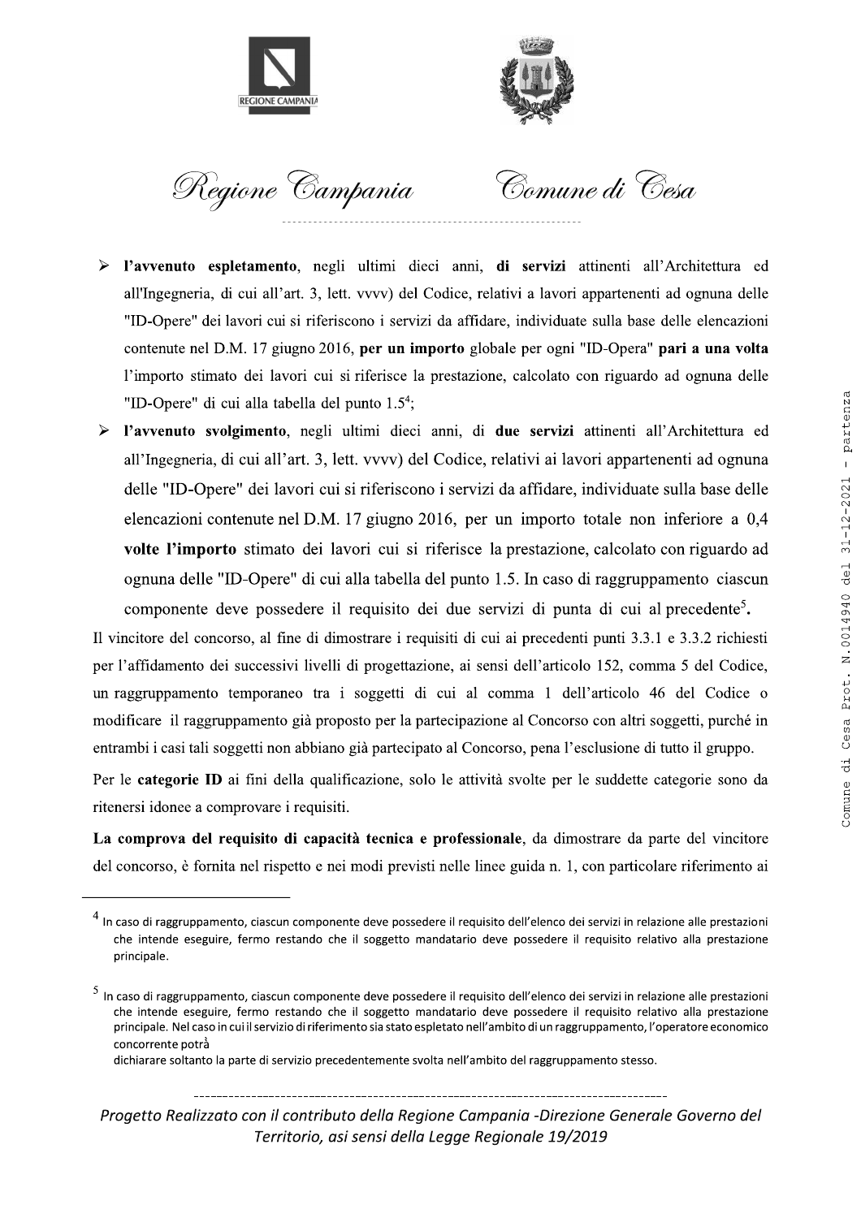- **l'avvenuto espletamento**, negli ultimi dieci anni, **di servizi** attinenti all'Architettura ed all'Ingegneria, di cui all'art. 3, lett. vvvv) del Codice, relativi a lavori appartenenti ad ognuna delle "ID-Opere" dei lavori cui si riferiscono i servizi da affidare, individuate sulla base delle elencazioni contenute nel D.M. 17 giugno 2016, **per un importo** globale per ogni "ID-Opera" **pari a una volta** l'importo stimato dei lavori cui si riferisce la prestazione, calcolato con riguardo ad ognuna delle "ID-Opere" di cui alla tabella del punto 1.5[4];
- **l'avvenuto svolgimento**, negli ultimi dieci anni, di **due servizi** attinenti all'Architettura ed all'Ingegneria, di cui all'art. 3, lett. vvvv) del Codice, relativi ai lavori appartenenti ad ognuna delle "ID-Opere" dei lavori cui si riferiscono i servizi da affidare, individuate sulla base delle elencazioni contenute nel D.M. 17 giugno 2016, per un importo totale non inferiore a 0,4 **volte l'importo** stimato dei lavori cui si riferisce la prestazione, calcolato con riguardo ad ognuna delle "ID-Opere" di cui alla tabella del punto 1.5. In caso di raggruppamento ciascun componente deve possedere il requisito dei due servizi di punta di cui al precedente[5].

Il vincitore del concorso, al fine di dimostrare i requisiti di cui ai precedenti punti 3.3.1 e 3.3.2 richiesti per l'affidamento dei successivi livelli di progettazione, ai sensi dell'articolo 152, comma 5 del Codice, un raggruppamento temporaneo tra i soggetti di cui al comma 1 dell'articolo 46 del Codice o modificare il raggruppamento già proposto per la partecipazione al Concorso con altri soggetti, purché in entrambi i casi tali soggetti non abbiano già partecipato al Concorso, pena l'esclusione di tutto il gruppo.

Per le **categorie ID** ai fini della qualificazione, solo le attività svolte per le suddette categorie sono da ritenersi idonee a comprovare i requisiti.

**La comprova del requisito di capacità tecnica e professionale**, da dimostrare da parte del vincitore del concorso, è fornita nel rispetto e nei modi previsti nelle linee guida n. 1, con particolare riferimento ai

---

[4] In caso di raggruppamento, ciascun componente deve possedere il requisito dell'elenco dei servizi in relazione alle prestazioni che intende eseguire, fermo restando che il soggetto mandatario deve possedere il requisito relativo alla prestazione principale.

[5] In caso di raggruppamento, ciascun componente deve possedere il requisito dell'elenco dei servizi in relazione alle prestazioni che intende eseguire, fermo restando che il soggetto mandatario deve possedere il requisito relativo alla prestazione principale. Nel caso in cui il servizio di riferimento sia stato espletato nell'ambito di un raggruppamento, l'operatore economico concorrente potrà dichiarare soltanto la parte di servizio precedentemente svolta nell'ambito del raggruppamento stesso.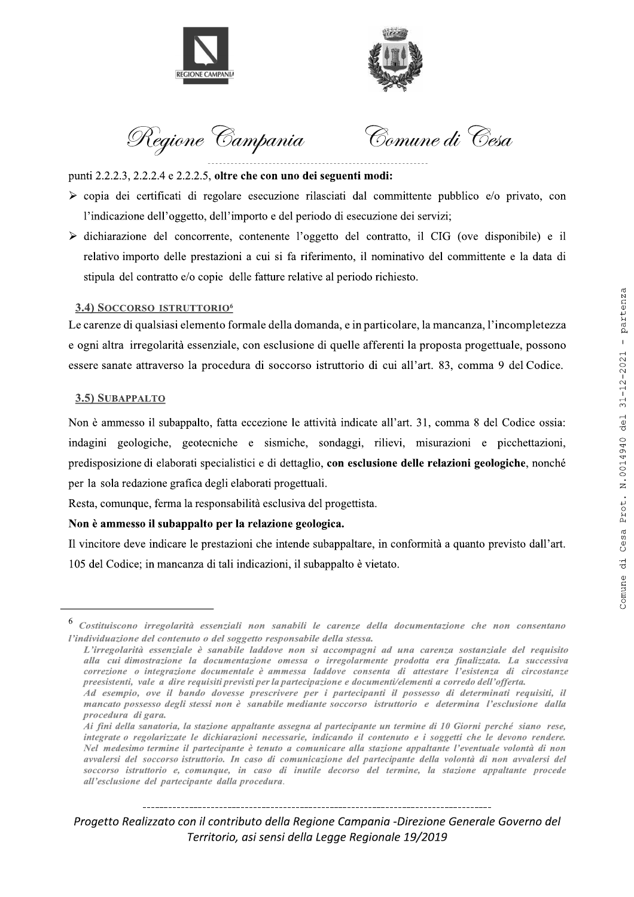punti 2.2.2.3, 2.2.2.4 e 2.2.2.5, **oltre che con uno dei seguenti modi:**

- copia dei certificati di regolare esecuzione rilasciati dal committente pubblico e/o privato, con l'indicazione dell'oggetto, dell'importo e del periodo di esecuzione dei servizi;
- dichiarazione del concorrente, contenente l'oggetto del contratto, il CIG (ove disponibile) e il relativo importo delle prestazioni a cui si fa riferimento, il nominativo del committente e la data di stipula del contratto e/o copie delle fatture relative al periodo richiesto.

### 3.4) SOCCORSO ISTRUTTORIO[6]

Le carenze di qualsiasi elemento formale della domanda, e in particolare, la mancanza, l'incompletezza e ogni altra irregolarità essenziale, con esclusione di quelle afferenti la proposta progettuale, possono essere sanate attraverso la procedura di soccorso istruttorio di cui all'art. 83, comma 9 del Codice.

### 3.5) SUBAPPALTO

Non è ammesso il subappalto, fatta eccezione le attività indicate all'art. 31, comma 8 del Codice ossia: indagini geologiche, geotecniche e sismiche, sondaggi, rilievi, misurazioni e picchettazioni, predisposizione di elaborati specialistici e di dettaglio, **con esclusione delle relazioni geologiche**, nonché per la sola redazione grafica degli elaborati progettuali.

Resta, comunque, ferma la responsabilità esclusiva del progettista.

**Non è ammesso il subappalto per la relazione geologica.**

Il vincitore deve indicare le prestazioni che intende subappaltare, in conformità a quanto previsto dall'art. 105 del Codice; in mancanza di tali indicazioni, il subappalto è vietato.

---

[6] ***Costituiscono irregolarità essenziali non sanabili le carenze della documentazione che non consentano l'individuazione del contenuto o del soggetto responsabile della stessa.***

***L'irregolarità essenziale è sanabile laddove non si accompagni ad una carenza sostanziale del requisito alla cui dimostrazione la documentazione omessa o irregolarmente prodotta era finalizzata. La successiva correzione o integrazione documentale è ammessa laddove consenta di attestare l'esistenza di circostanze preesistenti, vale a dire requisiti previsti per la partecipazione e documenti/elementi a corredo dell'offerta.***

***Ad esempio, ove il bando dovesse prescrivere per i partecipanti il possesso di determinati requisiti, il mancato possesso degli stessi non è sanabile mediante soccorso istruttorio e determina l'esclusione dalla procedura di gara.***

***Ai fini della sanatoria, la stazione appaltante assegna al partecipante un termine di 10 Giorni perché siano rese, integrate o regolarizzate le dichiarazioni necessarie, indicando il contenuto e i soggetti che le devono rendere. Nel medesimo termine il partecipante è tenuto a comunicare alla stazione appaltante l'eventuale volontà di non avvalersi del soccorso istruttorio. In caso di comunicazione del partecipante della volontà di non avvalersi del soccorso istruttorio e, comunque, in caso di inutile decorso del termine, la stazione appaltante procede all'esclusione del partecipante dalla procedura.***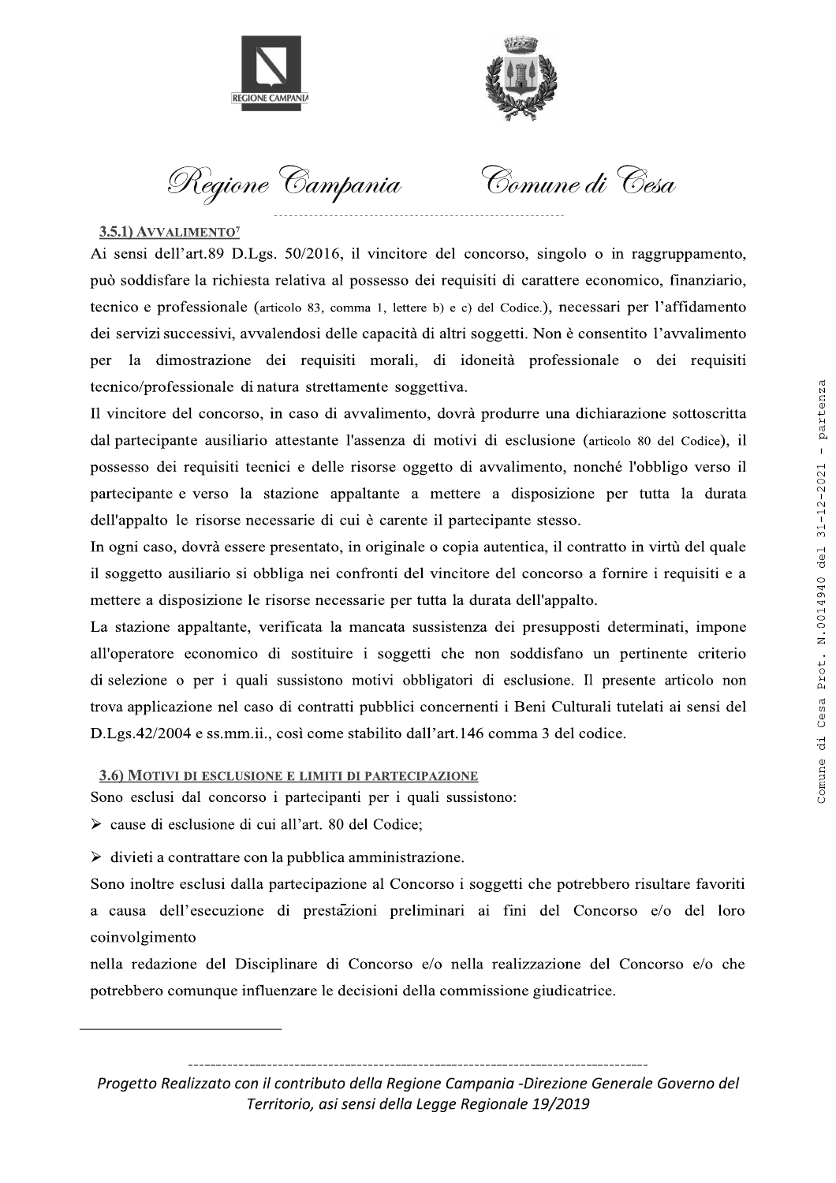### 3.5.1) AVVALIMENTO[7]

Ai sensi dell'art.89 D.Lgs. 50/2016, il vincitore del concorso, singolo o in raggruppamento, può soddisfare la richiesta relativa al possesso dei requisiti di carattere economico, finanziario, tecnico e professionale (articolo 83, comma 1, lettere b) e c) del Codice.), necessari per l'affidamento dei servizi successivi, avvalendosi delle capacità di altri soggetti. Non è consentito l'avvalimento per la dimostrazione dei requisiti morali, di idoneità professionale o dei requisiti tecnico/professionale di natura strettamente soggettiva.

Il vincitore del concorso, in caso di avvalimento, dovrà produrre una dichiarazione sottoscritta dal partecipante ausiliario attestante l'assenza di motivi di esclusione (articolo 80 del Codice), il possesso dei requisiti tecnici e delle risorse oggetto di avvalimento, nonché l'obbligo verso il partecipante e verso la stazione appaltante a mettere a disposizione per tutta la durata dell'appalto le risorse necessarie di cui è carente il partecipante stesso.

In ogni caso, dovrà essere presentato, in originale o copia autentica, il contratto in virtù del quale il soggetto ausiliario si obbliga nei confronti del vincitore del concorso a fornire i requisiti e a mettere a disposizione le risorse necessarie per tutta la durata dell'appalto.

La stazione appaltante, verificata la mancata sussistenza dei presupposti determinati, impone all'operatore economico di sostituire i soggetti che non soddisfano un pertinente criterio di selezione o per i quali sussistono motivi obbligatori di esclusione. Il presente articolo non trova applicazione nel caso di contratti pubblici concernenti i Beni Culturali tutelati ai sensi del D.Lgs.42/2004 e ss.mm.ii., così come stabilito dall'art.146 comma 3 del codice.

### 3.6) MOTIVI DI ESCLUSIONE E LIMITI DI PARTECIPAZIONE

Sono esclusi dal concorso i partecipanti per i quali sussistono:

- cause di esclusione di cui all'art. 80 del Codice;
- divieti a contrattare con la pubblica amministrazione.

Sono inoltre esclusi dalla partecipazione al Concorso i soggetti che potrebbero risultare favoriti a causa dell'esecuzione di prestazioni preliminari ai fini del Concorso e/o del loro coinvolgimento

nella redazione del Disciplinare di Concorso e/o nella realizzazione del Concorso e/o che potrebbero comunque influenzare le decisioni della commissione giudicatrice.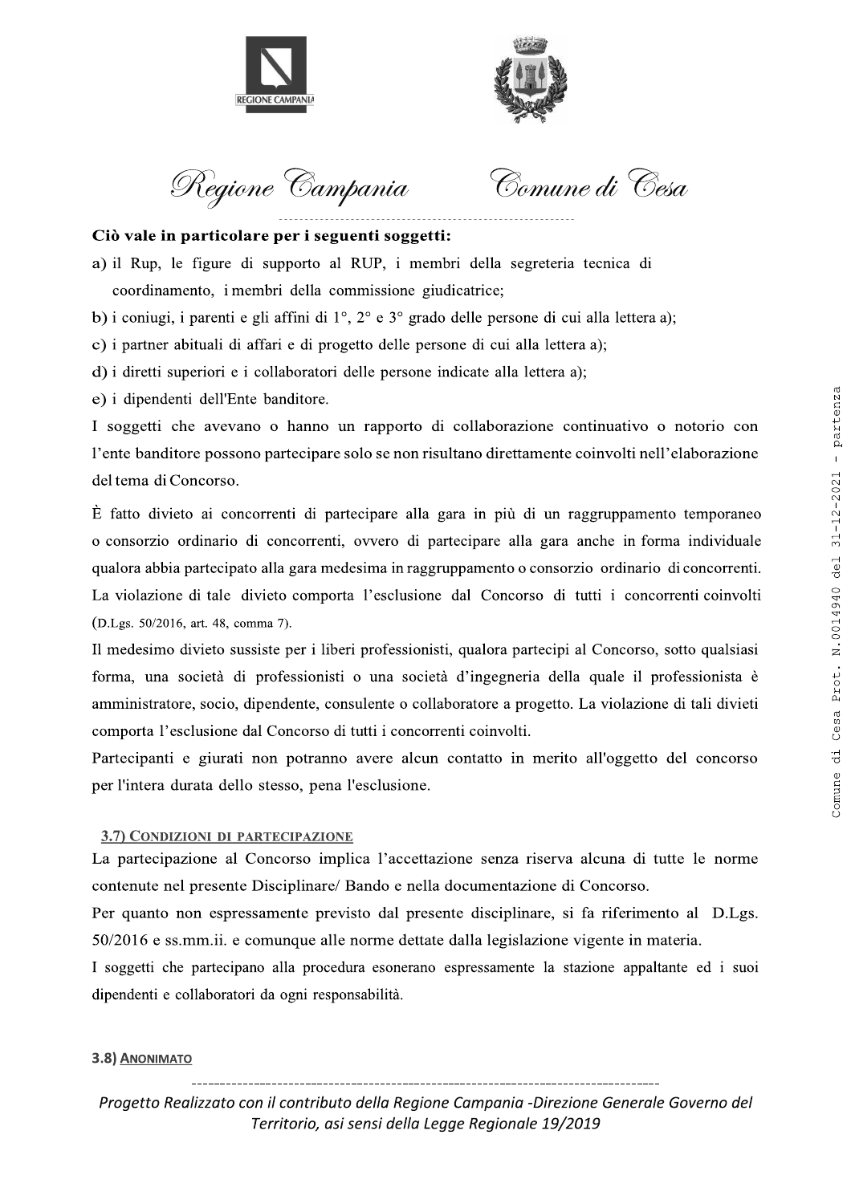**Ciò vale in particolare per i seguenti soggetti:**

a) il Rup, le figure di supporto al RUP, i membri della segreteria tecnica di coordinamento, i membri della commissione giudicatrice;

b) i coniugi, i parenti e gli affini di 1°, 2° e 3° grado delle persone di cui alla lettera a);

c) i partner abituali di affari e di progetto delle persone di cui alla lettera a);

d) i diretti superiori e i collaboratori delle persone indicate alla lettera a);

e) i dipendenti dell'Ente banditore.

I soggetti che avevano o hanno un rapporto di collaborazione continuativo o notorio con l'ente banditore possono partecipare solo se non risultano direttamente coinvolti nell'elaborazione del tema di Concorso.

È fatto divieto ai concorrenti di partecipare alla gara in più di un raggruppamento temporaneo o consorzio ordinario di concorrenti, ovvero di partecipare alla gara anche in forma individuale qualora abbia partecipato alla gara medesima in raggruppamento o consorzio ordinario di concorrenti. La violazione di tale divieto comporta l'esclusione dal Concorso di tutti i concorrenti coinvolti (D.Lgs. 50/2016, art. 48, comma 7).

Il medesimo divieto sussiste per i liberi professionisti, qualora partecipi al Concorso, sotto qualsiasi forma, una società di professionisti o una società d'ingegneria della quale il professionista è amministratore, socio, dipendente, consulente o collaboratore a progetto. La violazione di tali divieti comporta l'esclusione dal Concorso di tutti i concorrenti coinvolti.

Partecipanti e giurati non potranno avere alcun contatto in merito all'oggetto del concorso per l'intera durata dello stesso, pena l'esclusione.

### 3.7) Condizioni di partecipazione

La partecipazione al Concorso implica l'accettazione senza riserva alcuna di tutte le norme contenute nel presente Disciplinare/ Bando e nella documentazione di Concorso.

Per quanto non espressamente previsto dal presente disciplinare, si fa riferimento al D.Lgs. 50/2016 e ss.mm.ii. e comunque alle norme dettate dalla legislazione vigente in materia.

I soggetti che partecipano alla procedura esonerano espressamente la stazione appaltante ed i suoi dipendenti e collaboratori da ogni responsabilità.

### 3.8) Anonimato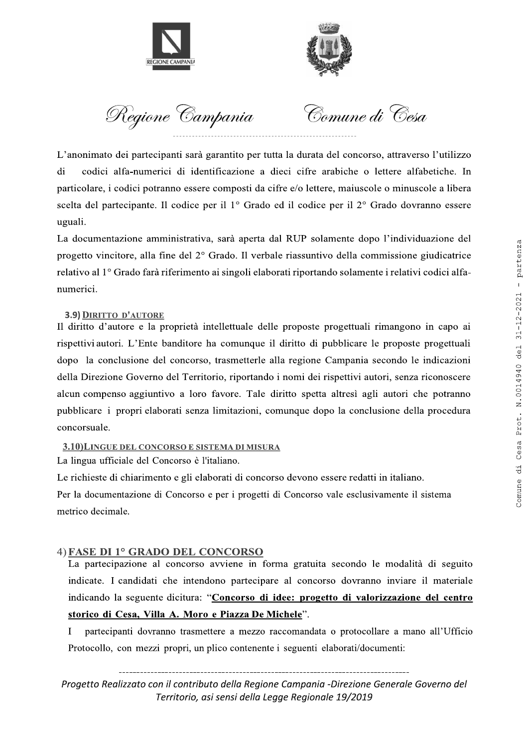L'anonimato dei partecipanti sarà garantito per tutta la durata del concorso, attraverso l'utilizzo di codici alfa-numerici di identificazione a dieci cifre arabiche o lettere alfabetiche. In particolare, i codici potranno essere composti da cifre e/o lettere, maiuscole o minuscole a libera scelta del partecipante. Il codice per il 1° Grado ed il codice per il 2° Grado dovranno essere uguali.

La documentazione amministrativa, sarà aperta dal RUP solamente dopo l'individuazione del progetto vincitore, alla fine del 2° Grado. Il verbale riassuntivo della commissione giudicatrice relativo al 1° Grado farà riferimento ai singoli elaborati riportando solamente i relativi codici alfa-numerici.

### 3.9) Diritto d'autore

Il diritto d'autore e la proprietà intellettuale delle proposte progettuali rimangono in capo ai rispettivi autori. L'Ente banditore ha comunque il diritto di pubblicare le proposte progettuali dopo la conclusione del concorso, trasmetterle alla regione Campania secondo le indicazioni della Direzione Governo del Territorio, riportando i nomi dei rispettivi autori, senza riconoscere alcun compenso aggiuntivo a loro favore. Tale diritto spetta altresì agli autori che potranno pubblicare i propri elaborati senza limitazioni, comunque dopo la conclusione della procedura concorsuale.

### 3.10) Lingue del concorso e sistema di misura

La lingua ufficiale del Concorso è l'italiano.

Le richieste di chiarimento e gli elaborati di concorso devono essere redatti in italiano.

Per la documentazione di Concorso e per i progetti di Concorso vale esclusivamente il sistema metrico decimale.

## 4) FASE DI 1° GRADO DEL CONCORSO

La partecipazione al concorso avviene in forma gratuita secondo le modalità di seguito indicate. I candidati che intendono partecipare al concorso dovranno inviare il materiale indicando la seguente dicitura: "**Concorso di idee: progetto di valorizzazione del centro storico di Cesa, Villa A. Moro e Piazza De Michele**".

I partecipanti dovranno trasmettere a mezzo raccomandata o protocollare a mano all'Ufficio Protocollo, con mezzi propri, un plico contenente i seguenti elaborati/documenti: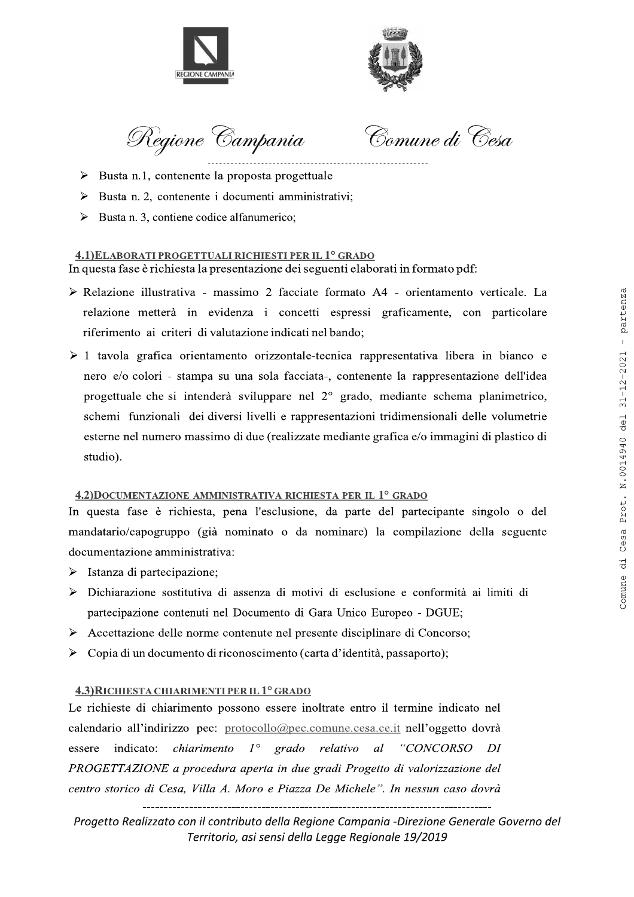- Busta n.1, contenente la proposta progettuale
- Busta n. 2, contenente i documenti amministrativi;
- Busta n. 3, contiene codice alfanumerico;

#### 4.1)ELABORATI PROGETTUALI RICHIESTI PER IL 1° GRADO

In questa fase è richiesta la presentazione dei seguenti elaborati in formato pdf:

- Relazione illustrativa - massimo 2 facciate formato A4 - orientamento verticale. La relazione metterà in evidenza i concetti espressi graficamente, con particolare riferimento ai criteri di valutazione indicati nel bando;
- 1 tavola grafica orientamento orizzontale-tecnica rappresentativa libera in bianco e nero e/o colori - stampa su una sola facciata-, contenente la rappresentazione dell'idea progettuale che si intenderà sviluppare nel 2° grado, mediante schema planimetrico, schemi funzionali dei diversi livelli e rappresentazioni tridimensionali delle volumetrie esterne nel numero massimo di due (realizzate mediante grafica e/o immagini di plastico di studio).

#### 4.2)DOCUMENTAZIONE AMMINISTRATIVA RICHIESTA PER IL 1° GRADO

In questa fase è richiesta, pena l'esclusione, da parte del partecipante singolo o del mandatario/capogruppo (già nominato o da nominare) la compilazione della seguente documentazione amministrativa:

- Istanza di partecipazione;
- Dichiarazione sostitutiva di assenza di motivi di esclusione e conformità ai limiti di partecipazione contenuti nel Documento di Gara Unico Europeo - DGUE;
- Accettazione delle norme contenute nel presente disciplinare di Concorso;
- Copia di un documento di riconoscimento (carta d'identità, passaporto);

#### 4.3)RICHIESTA CHIARIMENTI PER IL 1° GRADO

Le richieste di chiarimento possono essere inoltrate entro il termine indicato nel calendario all'indirizzo pec: protocollo@pec.comune.cesa.ce.it nell'oggetto dovrà essere indicato: *chiarimento 1° grado relativo al "CONCORSO DI PROGETTAZIONE a procedura aperta in due gradi Progetto di valorizzazione del centro storico di Cesa, Villa A. Moro e Piazza De Michele"*. In nessun caso dovrà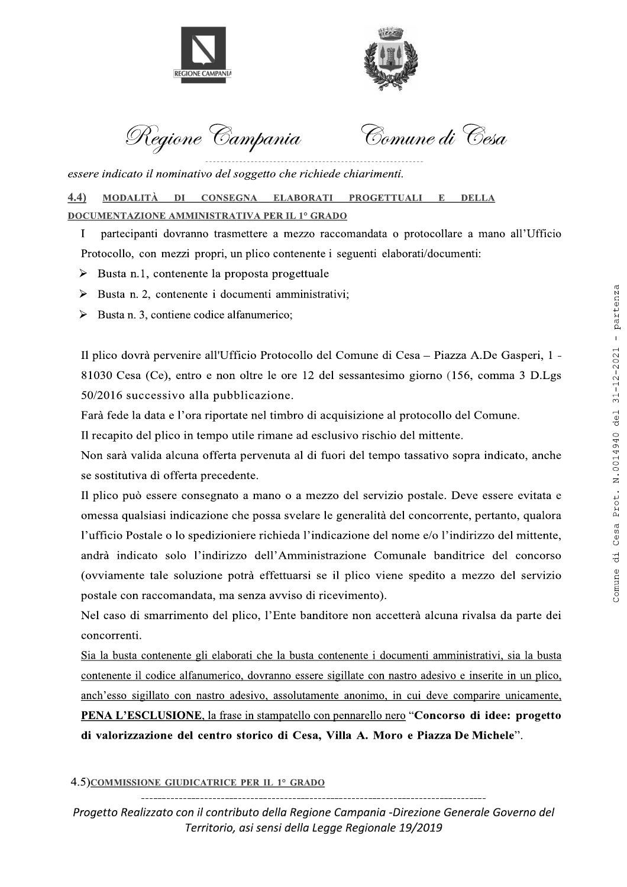*essere indicato il nominativo del soggetto che richiede chiarimenti.*

### 4.4) MODALITÀ DI CONSEGNA ELABORATI PROGETTUALI E DELLA DOCUMENTAZIONE AMMINISTRATIVA PER IL 1° GRADO

I partecipanti dovranno trasmettere a mezzo raccomandata o protocollare a mano all'Ufficio Protocollo, con mezzi propri, un plico contenente i seguenti elaborati/documenti:

- Busta n.1, contenente la proposta progettuale
- Busta n. 2, contenente i documenti amministrativi;
- Busta n. 3, contiene codice alfanumerico;

Il plico dovrà pervenire all'Ufficio Protocollo del Comune di Cesa – Piazza A.De Gasperi, 1 - 81030 Cesa (Ce), entro e non oltre le ore 12 del sessantesimo giorno (156, comma 3 D.Lgs 50/2016 successivo alla pubblicazione.

Farà fede la data e l'ora riportate nel timbro di acquisizione al protocollo del Comune.

Il recapito del plico in tempo utile rimane ad esclusivo rischio del mittente.

Non sarà valida alcuna offerta pervenuta al di fuori del tempo tassativo sopra indicato, anche se sostitutiva dì offerta precedente.

Il plico può essere consegnato a mano o a mezzo del servizio postale. Deve essere evitata e omessa qualsiasi indicazione che possa svelare le generalità del concorrente, pertanto, qualora l'ufficio Postale o lo spedizioniere richieda l'indicazione del nome e/o l'indirizzo del mittente, andrà indicato solo l'indirizzo dell'Amministrazione Comunale banditrice del concorso (ovviamente tale soluzione potrà effettuarsi se il plico viene spedito a mezzo del servizio postale con raccomandata, ma senza avviso di ricevimento).

Nel caso di smarrimento del plico, l'Ente banditore non accetterà alcuna rivalsa da parte dei concorrenti.

Sia la busta contenente gli elaborati che la busta contenente i documenti amministrativi, sia la busta contenente il codice alfanumerico, dovranno essere sigillate con nastro adesivo e inserite in un plico, anch'esso sigillato con nastro adesivo, assolutamente anonimo, in cui deve comparire unicamente, **PENA L'ESCLUSIONE**, la frase in stampatello con pennarello nero "**Concorso di idee: progetto di valorizzazione del centro storico di Cesa, Villa A. Moro e Piazza De Michele**".

### 4.5) COMMISSIONE GIUDICATRICE PER IL 1° GRADO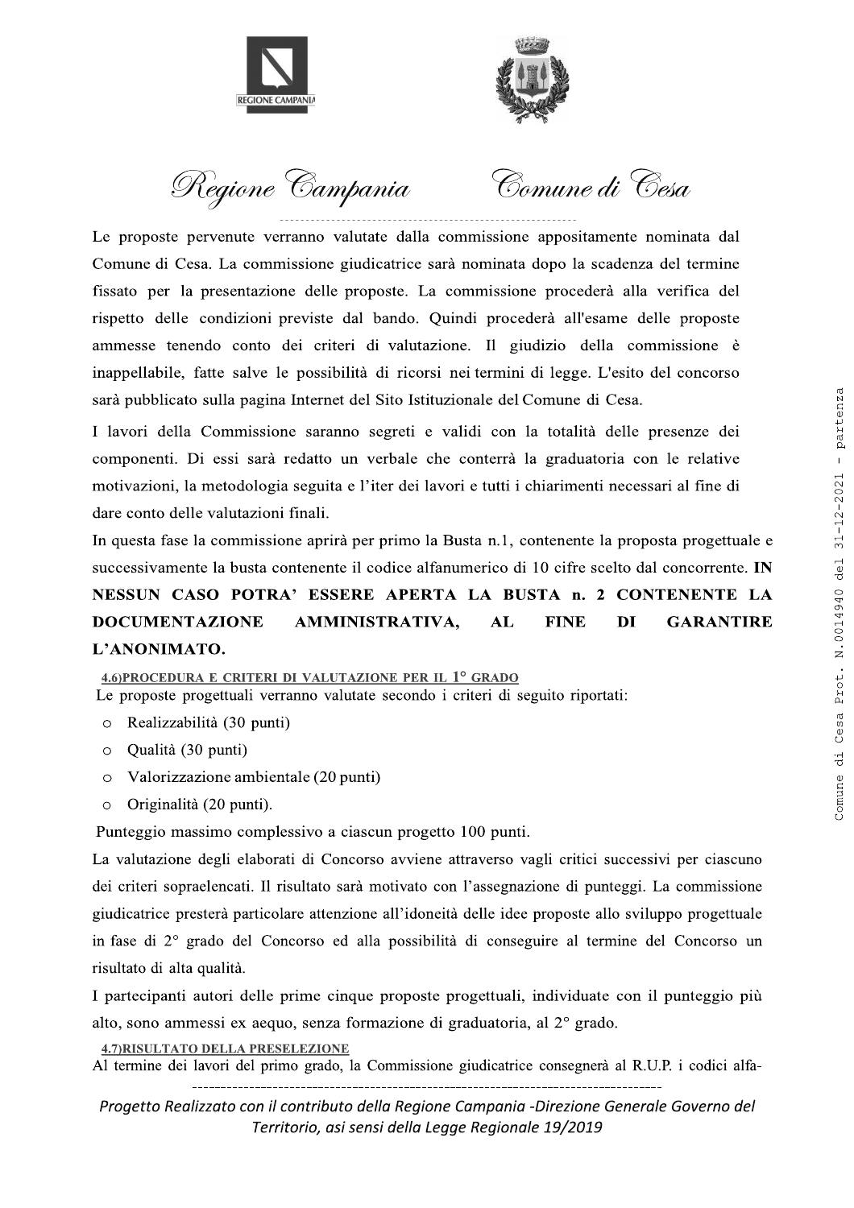Le proposte pervenute verranno valutate dalla commissione appositamente nominata dal Comune di Cesa. La commissione giudicatrice sarà nominata dopo la scadenza del termine fissato per la presentazione delle proposte. La commissione procederà alla verifica del rispetto delle condizioni previste dal bando. Quindi procederà all'esame delle proposte ammesse tenendo conto dei criteri di valutazione. Il giudizio della commissione è inappellabile, fatte salve le possibilità di ricorsi nei termini di legge. L'esito del concorso sarà pubblicato sulla pagina Internet del Sito Istituzionale del Comune di Cesa.

I lavori della Commissione saranno segreti e validi con la totalità delle presenze dei componenti. Di essi sarà redatto un verbale che conterrà la graduatoria con le relative motivazioni, la metodologia seguita e l'iter dei lavori e tutti i chiarimenti necessari al fine di dare conto delle valutazioni finali.

In questa fase la commissione aprirà per primo la Busta n.1, contenente la proposta progettuale e successivamente la busta contenente il codice alfanumerico di 10 cifre scelto dal concorrente. **IN NESSUN CASO POTRA' ESSERE APERTA LA BUSTA n. 2 CONTENENTE LA DOCUMENTAZIONE AMMINISTRATIVA, AL FINE DI GARANTIRE L'ANONIMATO.**

### 4.6)PROCEDURA E CRITERI DI VALUTAZIONE PER IL 1° GRADO

Le proposte progettuali verranno valutate secondo i criteri di seguito riportati:

- Realizzabilità (30 punti)
- Qualità (30 punti)
- Valorizzazione ambientale (20 punti)
- Originalità (20 punti).

Punteggio massimo complessivo a ciascun progetto 100 punti.

La valutazione degli elaborati di Concorso avviene attraverso vagli critici successivi per ciascuno dei criteri sopraelencati. Il risultato sarà motivato con l'assegnazione di punteggi. La commissione giudicatrice presterà particolare attenzione all'idoneità delle idee proposte allo sviluppo progettuale in fase di 2° grado del Concorso ed alla possibilità di conseguire al termine del Concorso un risultato di alta qualità.

I partecipanti autori delle prime cinque proposte progettuali, individuate con il punteggio più alto, sono ammessi ex aequo, senza formazione di graduatoria, al 2° grado.

### 4.7)RISULTATO DELLA PRESELEZIONE

Al termine dei lavori del primo grado, la Commissione giudicatrice consegnerà al R.U.P. i codici alfa-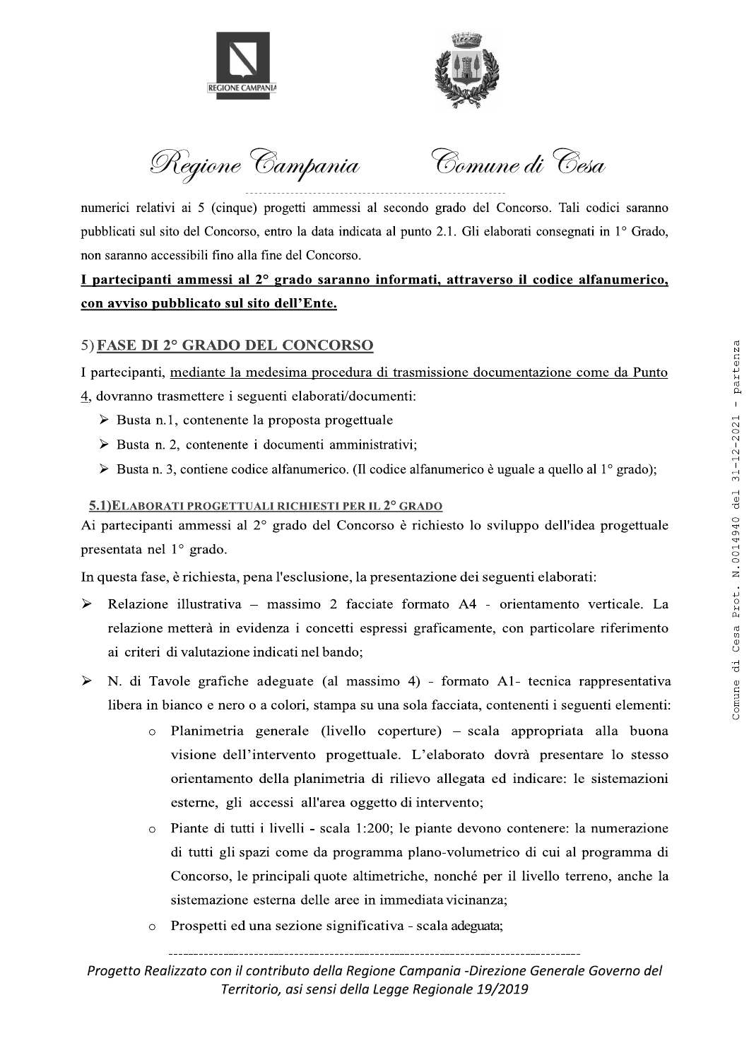numerici relativi ai 5 (cinque) progetti ammessi al secondo grado del Concorso. Tali codici saranno pubblicati sul sito del Concorso, entro la data indicata al punto 2.1. Gli elaborati consegnati in 1° Grado, non saranno accessibili fino alla fine del Concorso.

**I partecipanti ammessi al 2° grado saranno informati, attraverso il codice alfanumerico, con avviso pubblicato sul sito dell'Ente.**

## 5) FASE DI 2° GRADO DEL CONCORSO

I partecipanti, mediante la medesima procedura di trasmissione documentazione come da Punto 4, dovranno trasmettere i seguenti elaborati/documenti:

- Busta n.1, contenente la proposta progettuale
- Busta n. 2, contenente i documenti amministrativi;
- Busta n. 3, contiene codice alfanumerico. (Il codice alfanumerico è uguale a quello al 1° grado);

### 5.1) ELABORATI PROGETTUALI RICHIESTI PER IL 2° GRADO

Ai partecipanti ammessi al 2° grado del Concorso è richiesto lo sviluppo dell'idea progettuale presentata nel 1° grado.

In questa fase, è richiesta, pena l'esclusione, la presentazione dei seguenti elaborati:

- Relazione illustrativa – massimo 2 facciate formato A4 - orientamento verticale. La relazione metterà in evidenza i concetti espressi graficamente, con particolare riferimento ai criteri di valutazione indicati nel bando;
- N. di Tavole grafiche adeguate (al massimo 4) - formato A1- tecnica rappresentativa libera in bianco e nero o a colori, stampa su una sola facciata, contenenti i seguenti elementi:
  - Planimetria generale (livello coperture) – scala appropriata alla buona visione dell'intervento progettuale. L'elaborato dovrà presentare lo stesso orientamento della planimetria di rilievo allegata ed indicare: le sistemazioni esterne, gli accessi all'area oggetto di intervento;
  - Piante di tutti i livelli - scala 1:200; le piante devono contenere: la numerazione di tutti gli spazi come da programma plano-volumetrico di cui al programma di Concorso, le principali quote altimetriche, nonché per il livello terreno, anche la sistemazione esterna delle aree in immediata vicinanza;
  - Prospetti ed una sezione significativa - scala adeguata;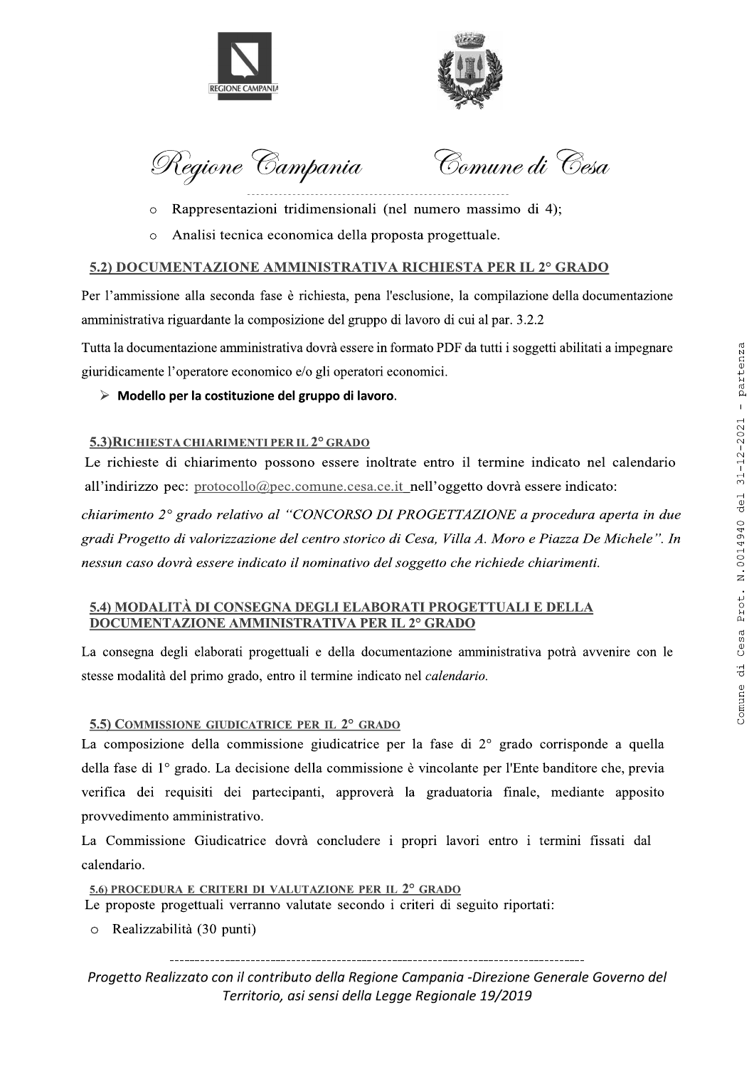- Rappresentazioni tridimensionali (nel numero massimo di 4);
- Analisi tecnica economica della proposta progettuale.

## 5.2) DOCUMENTAZIONE AMMINISTRATIVA RICHIESTA PER IL 2° GRADO

Per l'ammissione alla seconda fase è richiesta, pena l'esclusione, la compilazione della documentazione amministrativa riguardante la composizione del gruppo di lavoro di cui al par. 3.2.2

Tutta la documentazione amministrativa dovrà essere in formato PDF da tutti i soggetti abilitati a impegnare giuridicamente l'operatore economico e/o gli operatori economici.

- **Modello per la costituzione del gruppo di lavoro**.

## 5.3) RICHIESTA CHIARIMENTI PER IL 2° GRADO

Le richieste di chiarimento possono essere inoltrate entro il termine indicato nel calendario all'indirizzo pec: protocollo@pec.comune.cesa.ce.it nell'oggetto dovrà essere indicato:

*chiarimento 2° grado relativo al "CONCORSO DI PROGETTAZIONE a procedura aperta in due gradi Progetto di valorizzazione del centro storico di Cesa, Villa A. Moro e Piazza De Michele". In nessun caso dovrà essere indicato il nominativo del soggetto che richiede chiarimenti.*

## 5.4) MODALITÀ DI CONSEGNA DEGLI ELABORATI PROGETTUALI E DELLA DOCUMENTAZIONE AMMINISTRATIVA PER IL 2° GRADO

La consegna degli elaborati progettuali e della documentazione amministrativa potrà avvenire con le stesse modalità del primo grado, entro il termine indicato nel *calendario.*

## 5.5) COMMISSIONE GIUDICATRICE PER IL 2° GRADO

La composizione della commissione giudicatrice per la fase di 2° grado corrisponde a quella della fase di 1° grado. La decisione della commissione è vincolante per l'Ente banditore che, previa verifica dei requisiti dei partecipanti, approverà la graduatoria finale, mediante apposito provvedimento amministrativo.

La Commissione Giudicatrice dovrà concludere i propri lavori entro i termini fissati dal calendario.

## 5.6) PROCEDURA E CRITERI DI VALUTAZIONE PER IL 2° GRADO

Le proposte progettuali verranno valutate secondo i criteri di seguito riportati:

- Realizzabilità (30 punti)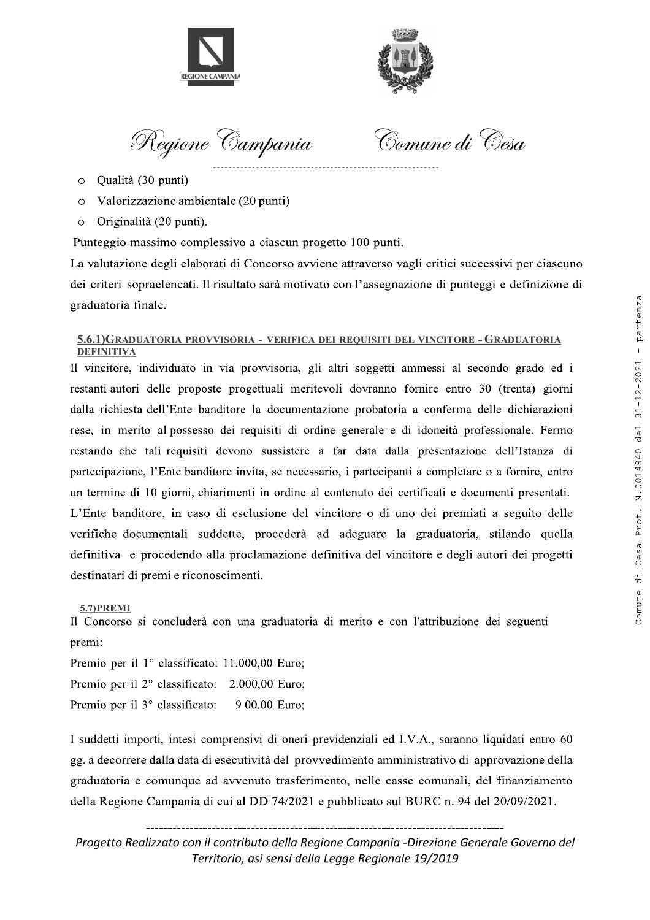- Qualità (30 punti)
- Valorizzazione ambientale (20 punti)
- Originalità (20 punti).

Punteggio massimo complessivo a ciascun progetto 100 punti.

La valutazione degli elaborati di Concorso avviene attraverso vagli critici successivi per ciascuno dei criteri sopraelencati. Il risultato sarà motivato con l'assegnazione di punteggi e definizione di graduatoria finale.

#### 5.6.1) GRADUATORIA PROVVISORIA - VERIFICA DEI REQUISITI DEL VINCITORE - GRADUATORIA DEFINITIVA

Il vincitore, individuato in via provvisoria, gli altri soggetti ammessi al secondo grado ed i restanti autori delle proposte progettuali meritevoli dovranno fornire entro 30 (trenta) giorni dalla richiesta dell'Ente banditore la documentazione probatoria a conferma delle dichiarazioni rese, in merito al possesso dei requisiti di ordine generale e di idoneità professionale. Fermo restando che tali requisiti devono sussistere a far data dalla presentazione dell'Istanza di partecipazione, l'Ente banditore invita, se necessario, i partecipanti a completare o a fornire, entro un termine di 10 giorni, chiarimenti in ordine al contenuto dei certificati e documenti presentati.

L'Ente banditore, in caso di esclusione del vincitore o di uno dei premiati a seguito delle verifiche documentali suddette, procederà ad adeguare la graduatoria, stilando quella definitiva e procedendo alla proclamazione definitiva del vincitore e degli autori dei progetti destinatari di premi e riconoscimenti.

#### 5.7) PREMI

Il Concorso si concluderà con una graduatoria di merito e con l'attribuzione dei seguenti premi:

Premio per il 1° classificato: 11.000,00 Euro;

Premio per il 2° classificato: 2.000,00 Euro;

Premio per il 3° classificato: 9 00,00 Euro;

I suddetti importi, intesi comprensivi di oneri previdenziali ed I.V.A., saranno liquidati entro 60 gg. a decorrere dalla data di esecutività del provvedimento amministrativo di approvazione della graduatoria e comunque ad avvenuto trasferimento, nelle casse comunali, del finanziamento della Regione Campania di cui al DD 74/2021 e pubblicato sul BURC n. 94 del 20/09/2021.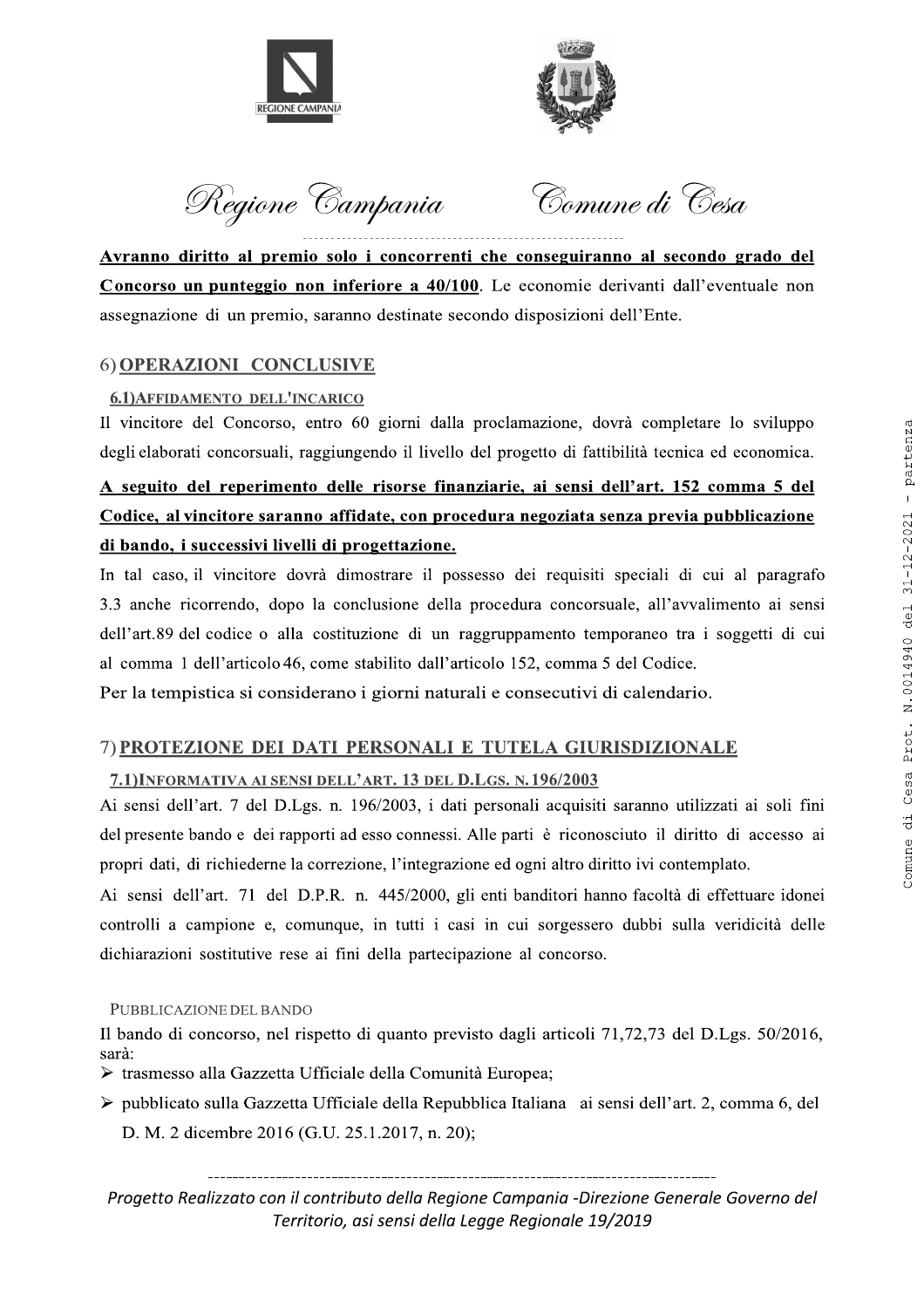**Avranno diritto al premio solo i concorrenti che conseguiranno al secondo grado del Concorso un punteggio non inferiore a 40/100**. Le economie derivanti dall'eventuale non assegnazione di un premio, saranno destinate secondo disposizioni dell'Ente.

## 6) OPERAZIONI CONCLUSIVE

### 6.1) AFFIDAMENTO DELL'INCARICO

Il vincitore del Concorso, entro 60 giorni dalla proclamazione, dovrà completare lo sviluppo degli elaborati concorsuali, raggiungendo il livello del progetto di fattibilità tecnica ed economica.

**A seguito del reperimento delle risorse finanziarie, ai sensi dell'art. 152 comma 5 del Codice, al vincitore saranno affidate, con procedura negoziata senza previa pubblicazione di bando, i successivi livelli di progettazione.**

In tal caso, il vincitore dovrà dimostrare il possesso dei requisiti speciali di cui al paragrafo 3.3 anche ricorrendo, dopo la conclusione della procedura concorsuale, all'avvalimento ai sensi dell'art.89 del codice o alla costituzione di un raggruppamento temporaneo tra i soggetti di cui al comma 1 dell'articolo 46, come stabilito dall'articolo 152, comma 5 del Codice.

Per la tempistica si considerano i giorni naturali e consecutivi di calendario.

## 7) PROTEZIONE DEI DATI PERSONALI E TUTELA GIURISDIZIONALE

### 7.1) INFORMATIVA AI SENSI DELL'ART. 13 DEL D.LGS. N.196/2003

Ai sensi dell'art. 7 del D.Lgs. n. 196/2003, i dati personali acquisiti saranno utilizzati ai soli fini del presente bando e dei rapporti ad esso connessi. Alle parti è riconosciuto il diritto di accesso ai propri dati, di richiederne la correzione, l'integrazione ed ogni altro diritto ivi contemplato.

Ai sensi dell'art. 71 del D.P.R. n. 445/2000, gli enti banditori hanno facoltà di effettuare idonei controlli a campione e, comunque, in tutti i casi in cui sorgessero dubbi sulla veridicità delle dichiarazioni sostitutive rese ai fini della partecipazione al concorso.

### PUBBLICAZIONE DEL BANDO

Il bando di concorso, nel rispetto di quanto previsto dagli articoli 71,72,73 del D.Lgs. 50/2016, sarà:

- trasmesso alla Gazzetta Ufficiale della Comunità Europea;
- pubblicato sulla Gazzetta Ufficiale della Repubblica Italiana ai sensi dell'art. 2, comma 6, del D. M. 2 dicembre 2016 (G.U. 25.1.2017, n. 20);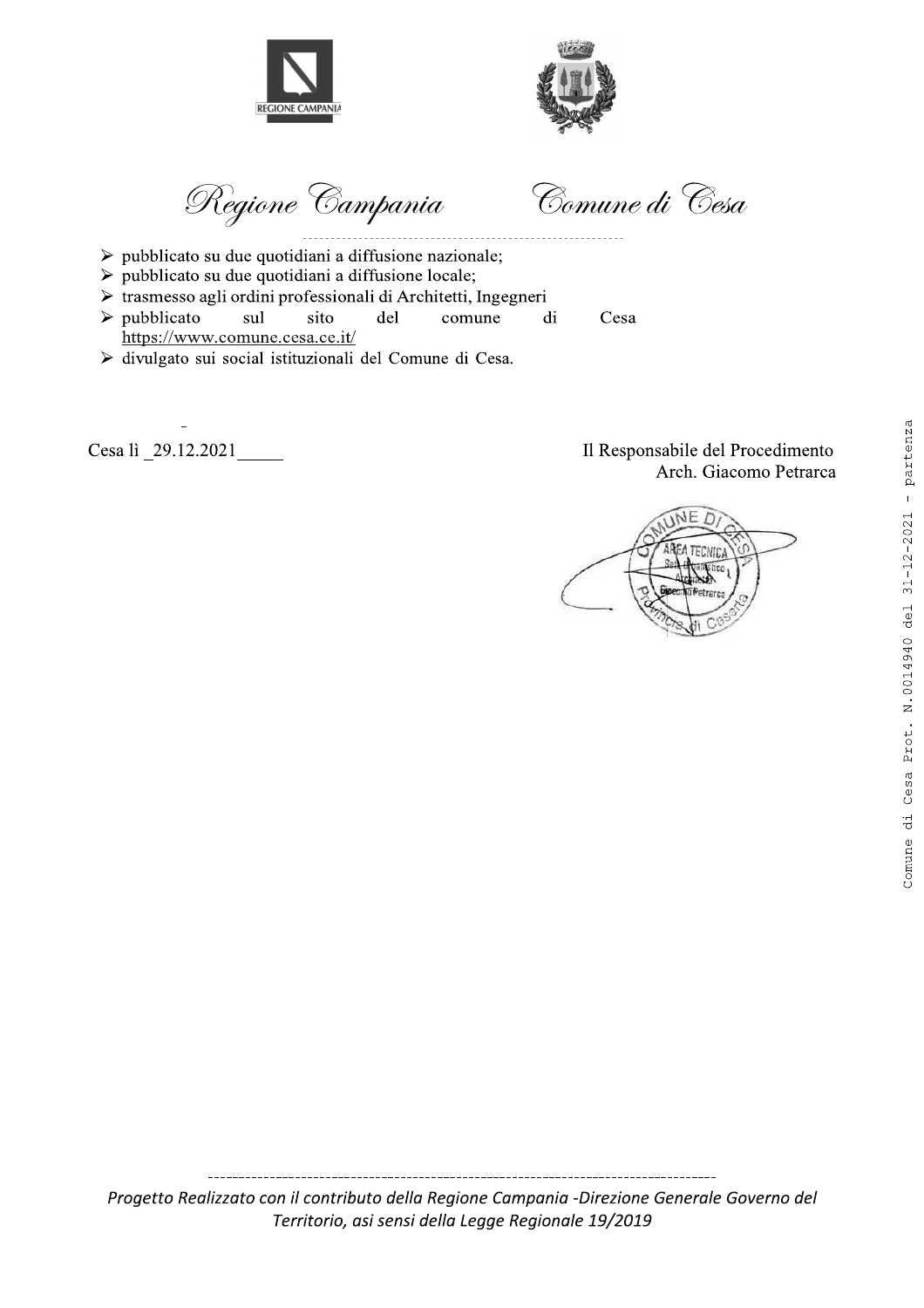Regione Campania Comune di Cesa

- pubblicato su due quotidiani a diffusione nazionale;
- pubblicato su due quotidiani a diffusione locale;
- trasmesso agli ordini professionali di Architetti, Ingegneri
- pubblicato sul sito del comune di Cesa https://www.comune.cesa.ce.it/
- divulgato sui social istituzionali del Comune di Cesa.

Cesa lì _29.12.2021_____

Il Responsabile del Procedimento
Arch. Giacomo Petrarca

Comune di Cesa Prot. N.0014940 del 31-12-2021 - partenza

*Progetto Realizzato con il contributo della Regione Campania -Direzione Generale Governo del Territorio, asi sensi della Legge Regionale 19/2019*